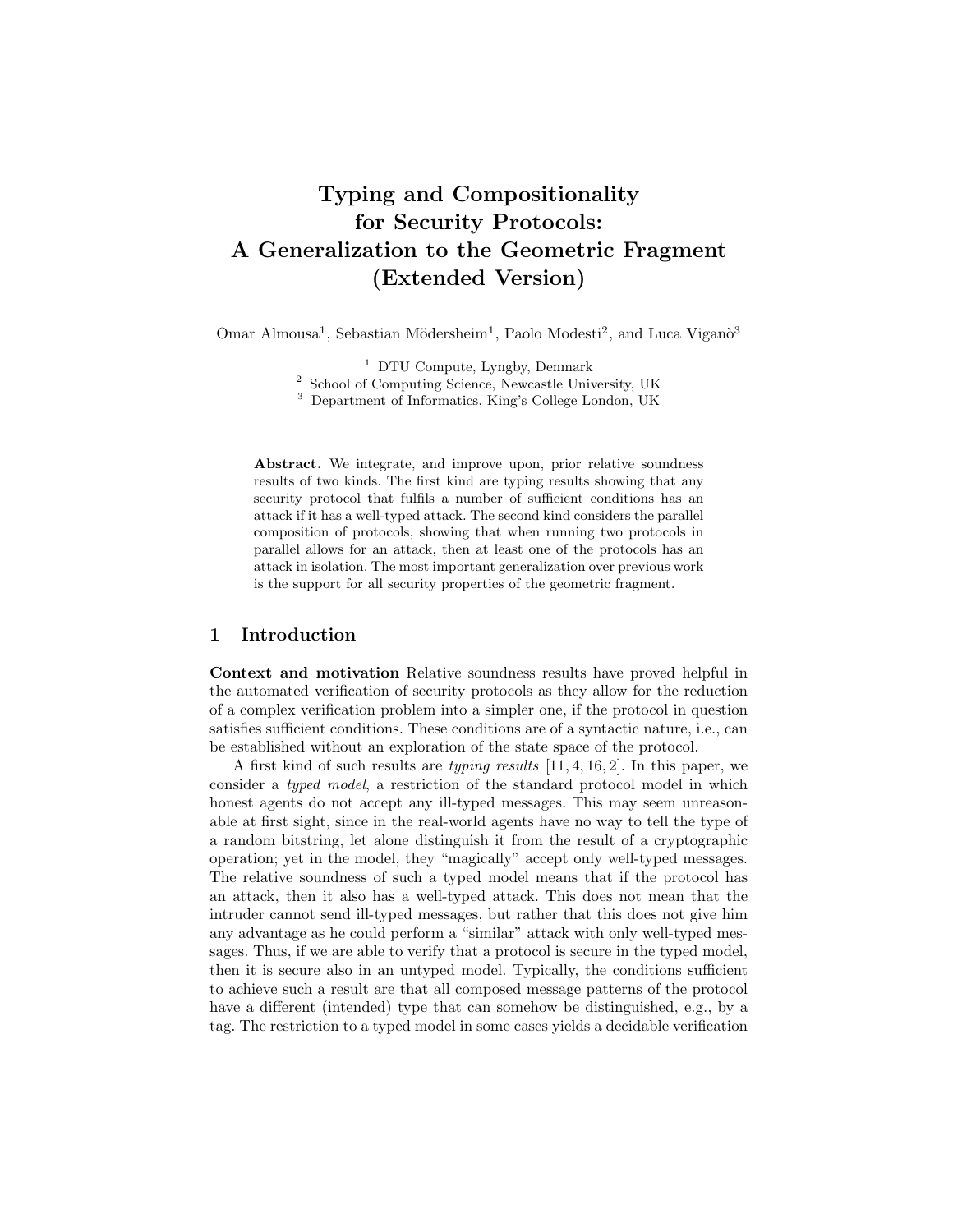# Typing and Compositionality for Security Protocols: A Generalization to the Geometric Fragment (Extended Version)

Omar Almousa[1], Sebastian Mödersheim[1], Paolo Modesti[2], and Luca Viganò[3]

[1] DTU Compute, Lyngby, Denmark
[2] School of Computing Science, Newcastle University, UK
[3] Department of Informatics, King's College London, UK

**Abstract.** We integrate, and improve upon, prior relative soundness results of two kinds. The first kind are typing results showing that any security protocol that fulfils a number of sufficient conditions has an attack if it has a well-typed attack. The second kind considers the parallel composition of protocols, showing that when running two protocols in parallel allows for an attack, then at least one of the protocols has an attack in isolation. The most important generalization over previous work is the support for all security properties of the geometric fragment.

## 1 Introduction

**Context and motivation** Relative soundness results have proved helpful in the automated verification of security protocols as they allow for the reduction of a complex verification problem into a simpler one, if the protocol in question satisfies sufficient conditions. These conditions are of a syntactic nature, i.e., can be established without an exploration of the state space of the protocol.

A first kind of such results are *typing results* [11, 4, 16, 2]. In this paper, we consider a *typed model*, a restriction of the standard protocol model in which honest agents do not accept any ill-typed messages. This may seem unreasonable at first sight, since in the real-world agents have no way to tell the type of a random bitstring, let alone distinguish it from the result of a cryptographic operation; yet in the model, they "magically" accept only well-typed messages. The relative soundness of such a typed model means that if the protocol has an attack, then it also has a well-typed attack. This does not mean that the intruder cannot send ill-typed messages, but rather that this does not give him any advantage as he could perform a "similar" attack with only well-typed messages. Thus, if we are able to verify that a protocol is secure in the typed model, then it is secure also in an untyped model. Typically, the conditions sufficient to achieve such a result are that all composed message patterns of the protocol have a different (intended) type that can somehow be distinguished, e.g., by a tag. The restriction to a typed model in some cases yields a decidable verification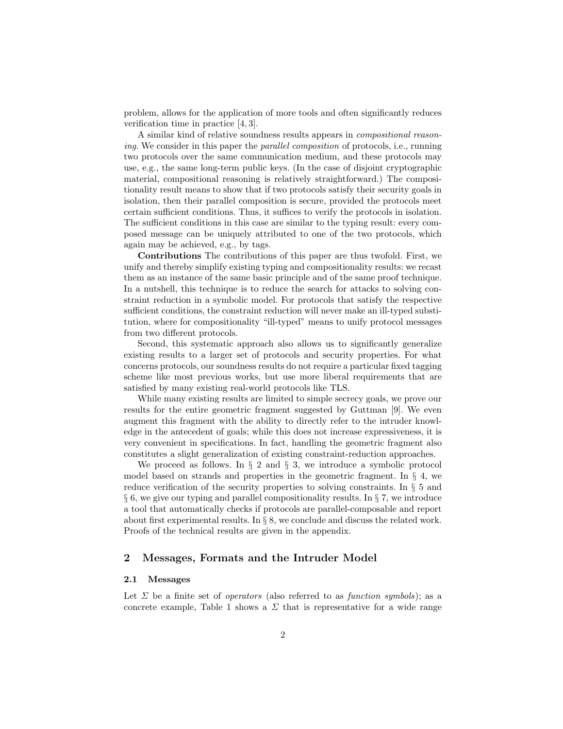problem, allows for the application of more tools and often significantly reduces verification time in practice [4, 3].

A similar kind of relative soundness results appears in *compositional reasoning*. We consider in this paper the *parallel composition* of protocols, i.e., running two protocols over the same communication medium, and these protocols may use, e.g., the same long-term public keys. (In the case of disjoint cryptographic material, compositional reasoning is relatively straightforward.) The compositionality result means to show that if two protocols satisfy their security goals in isolation, then their parallel composition is secure, provided the protocols meet certain sufficient conditions. Thus, it suffices to verify the protocols in isolation. The sufficient conditions in this case are similar to the typing result: every composed message can be uniquely attributed to one of the two protocols, which again may be achieved, e.g., by tags.

**Contributions** The contributions of this paper are thus twofold. First, we unify and thereby simplify existing typing and compositionality results: we recast them as an instance of the same basic principle and of the same proof technique. In a nutshell, this technique is to reduce the search for attacks to solving constraint reduction in a symbolic model. For protocols that satisfy the respective sufficient conditions, the constraint reduction will never make an ill-typed substitution, where for compositionality "ill-typed" means to unify protocol messages from two different protocols.

Second, this systematic approach also allows us to significantly generalize existing results to a larger set of protocols and security properties. For what concerns protocols, our soundness results do not require a particular fixed tagging scheme like most previous works, but use more liberal requirements that are satisfied by many existing real-world protocols like TLS.

While many existing results are limited to simple secrecy goals, we prove our results for the entire geometric fragment suggested by Guttman [9]. We even augment this fragment with the ability to directly refer to the intruder knowledge in the antecedent of goals; while this does not increase expressiveness, it is very convenient in specifications. In fact, handling the geometric fragment also constitutes a slight generalization of existing constraint-reduction approaches.

We proceed as follows. In § 2 and § 3, we introduce a symbolic protocol model based on strands and properties in the geometric fragment. In § 4, we reduce verification of the security properties to solving constraints. In § 5 and § 6, we give our typing and parallel compositionality results. In § 7, we introduce a tool that automatically checks if protocols are parallel-composable and report about first experimental results. In § 8, we conclude and discuss the related work. Proofs of the technical results are given in the appendix.

## 2 Messages, Formats and the Intruder Model

### 2.1 Messages

Let $\Sigma$ be a finite set of *operators* (also referred to as *function symbols*); as a concrete example, Table 1 shows a $\Sigma$ that is representative for a wide range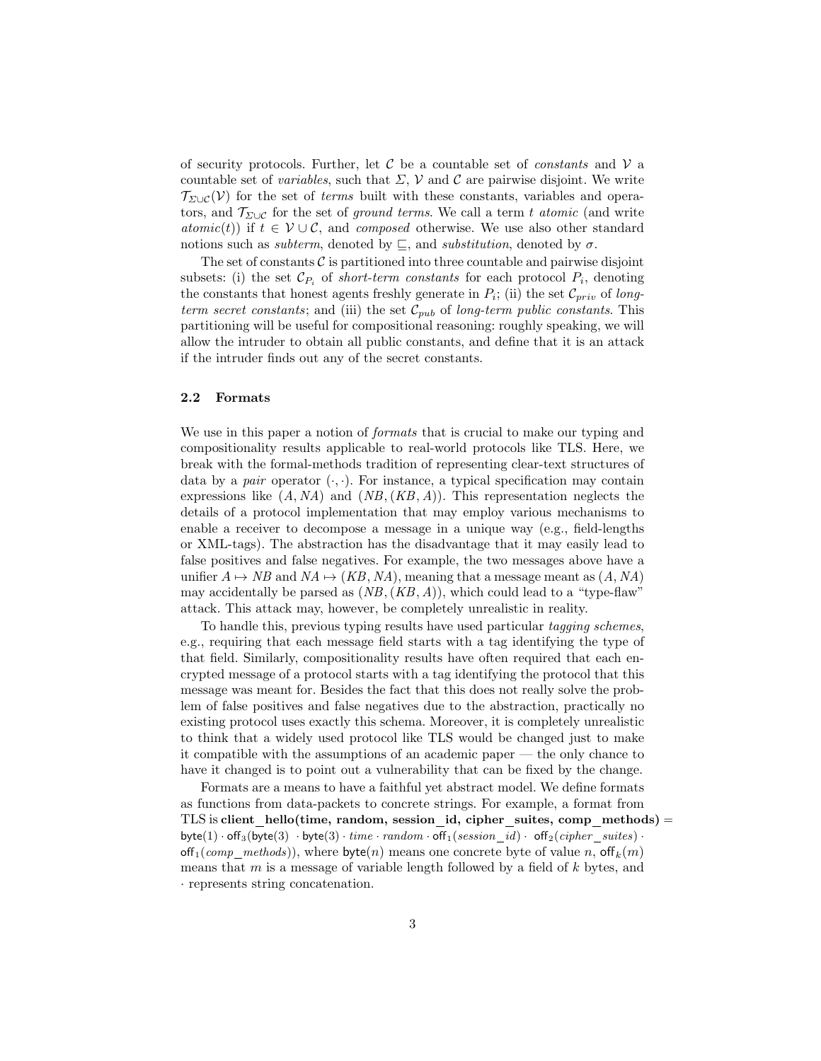of security protocols. Further, let $\mathcal{C}$ be a countable set of *constants* and $\mathcal{V}$ a countable set of *variables*, such that $\Sigma$, $\mathcal{V}$ and $\mathcal{C}$ are pairwise disjoint. We write $\mathcal{T}_{\Sigma\cup\mathcal{C}}(\mathcal{V})$ for the set of *terms* built with these constants, variables and operators, and $\mathcal{T}_{\Sigma\cup\mathcal{C}}$ for the set of *ground terms*. We call a term $t$ *atomic* (and write $atomic(t)$) if $t \in \mathcal{V} \cup \mathcal{C}$, and *composed* otherwise. We use also other standard notions such as *subterm*, denoted by $\sqsubseteq$, and *substitution*, denoted by $\sigma$.

The set of constants $\mathcal{C}$ is partitioned into three countable and pairwise disjoint subsets: (i) the set $\mathcal{C}_{P_i}$ of *short-term constants* for each protocol $P_i$, denoting the constants that honest agents freshly generate in $P_i$; (ii) the set $\mathcal{C}_{priv}$ of *long-term secret constants*; and (iii) the set $\mathcal{C}_{pub}$ of *long-term public constants*. This partitioning will be useful for compositional reasoning: roughly speaking, we will allow the intruder to obtain all public constants, and define that it is an attack if the intruder finds out any of the secret constants.

### 2.2 Formats

We use in this paper a notion of *formats* that is crucial to make our typing and compositionality results applicable to real-world protocols like TLS. Here, we break with the formal-methods tradition of representing clear-text structures of data by a *pair* operator $(\cdot, \cdot)$. For instance, a typical specification may contain expressions like $(A, NA)$ and $(NB, (KB, A))$. This representation neglects the details of a protocol implementation that may employ various mechanisms to enable a receiver to decompose a message in a unique way (e.g., field-lengths or XML-tags). The abstraction has the disadvantage that it may easily lead to false positives and false negatives. For example, the two messages above have a unifier $A \mapsto NB$ and $NA \mapsto (KB, NA)$, meaning that a message meant as $(A, NA)$ may accidentally be parsed as $(NB, (KB, A))$, which could lead to a "type-flaw" attack. This attack may, however, be completely unrealistic in reality.

To handle this, previous typing results have used particular *tagging schemes*, e.g., requiring that each message field starts with a tag identifying the type of that field. Similarly, compositionality results have often required that each encrypted message of a protocol starts with a tag identifying the protocol that this message was meant for. Besides the fact that this does not really solve the problem of false positives and false negatives due to the abstraction, practically no existing protocol uses exactly this schema. Moreover, it is completely unrealistic to think that a widely used protocol like TLS would be changed just to make it compatible with the assumptions of an academic paper — the only chance to have it changed is to point out a vulnerability that can be fixed by the change.

Formats are a means to have a faithful yet abstract model. We define formats as functions from data-packets to concrete strings. For example, a format from TLS is **client_hello(time, random, session_id, cipher_suites, comp_methods)** = $\mathsf{byte}(1) \cdot \mathsf{off}_3(\mathsf{byte}(3) \cdot \mathsf{byte}(3) \cdot time \cdot random \cdot \mathsf{off}_1(session\_id) \cdot \mathsf{off}_2(cipher\_suites) \cdot \mathsf{off}_1(comp\_methods))$, where $\mathsf{byte}(n)$ means one concrete byte of value $n$, $\mathsf{off}_k(m)$ means that $m$ is a message of variable length followed by a field of $k$ bytes, and $\cdot$ represents string concatenation.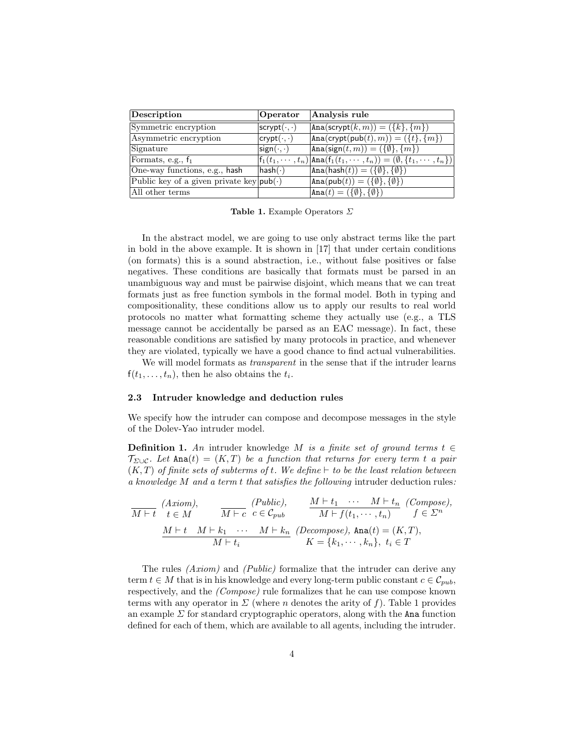| **Description** | **Operator** | **Analysis rule** |
|---|---|---|
| Symmetric encryption | $\mathsf{scrypt}(\cdot,\cdot)$ | $\mathtt{Ana}(\mathsf{scrypt}(k,m)) = (\{k\},\{m\})$ |
| Asymmetric encryption | $\mathsf{crypt}(\cdot,\cdot)$ | $\mathtt{Ana}(\mathsf{crypt}(\mathsf{pub}(t),m)) = (\{t\},\{m\})$ |
| Signature | $\mathsf{sign}(\cdot,\cdot)$ | $\mathtt{Ana}(\mathsf{sign}(t,m)) = (\{\emptyset\},\{m\})$ |
| Formats, e.g., $\mathsf{f}_1$ | $\mathsf{f}_1(t_1,\cdots,t_n)$ | $\mathtt{Ana}(\mathsf{f}_1(t_1,\cdots,t_n)) = (\emptyset,\{t_1,\cdots,t_n\})$ |
| One-way functions, e.g., $\mathsf{hash}$ | $\mathsf{hash}(\cdot)$ | $\mathtt{Ana}(\mathsf{hash}(t)) = (\{\emptyset\},\{\emptyset\})$ |
| Public key of a given private key | $\mathsf{pub}(\cdot)$ | $\mathtt{Ana}(\mathsf{pub}(t)) = (\{\emptyset\},\{\emptyset\})$ |
| All other terms | | $\mathtt{Ana}(t) = (\{\emptyset\},\{\emptyset\})$ |

**Table 1.** Example Operators $\Sigma$

In the abstract model, we are going to use only abstract terms like the part in bold in the above example. It is shown in [17] that under certain conditions (on formats) this is a sound abstraction, i.e., without false positives or false negatives. These conditions are basically that formats must be parsed in an unambiguous way and must be pairwise disjoint, which means that we can treat formats just as free function symbols in the formal model. Both in typing and compositionality, these conditions allow us to apply our results to real world protocols no matter what formatting scheme they actually use (e.g., a TLS message cannot be accidentally be parsed as an EAC message). In fact, these reasonable conditions are satisfied by many protocols in practice, and whenever they are violated, typically we have a good chance to find actual vulnerabilities.

We will model formats as *transparent* in the sense that if the intruder learns $\mathsf{f}(t_1,\ldots,t_n)$, then he also obtains the $t_i$.

### 2.3 Intruder knowledge and deduction rules

We specify how the intruder can compose and decompose messages in the style of the Dolev-Yao intruder model.

**Definition 1.** *An* intruder knowledge $M$ *is a finite set of ground terms* $t \in \mathcal{T}_{\Sigma\cup\mathcal{C}}$. *Let* $\mathtt{Ana}(t) = (K,T)$ *be a function that returns for every term* $t$ *a pair* $(K,T)$ *of finite sets of subterms of* $t$. *We define* $\vdash$ *to be the least relation between a knowledge* $M$ *and a term* $t$ *that satisfies the following* intruder deduction rules*:*

$$\frac{}{M\vdash t}\ (Axiom),\ t\in M \qquad \frac{}{M\vdash c}\ (Public),\ c\in\mathcal{C}_{pub} \qquad \frac{M\vdash t_1\ \cdots\ M\vdash t_n}{M\vdash f(t_1,\cdots,t_n)}\ (Compose),\ f\in\Sigma^n$$

$$\frac{M\vdash t\quad M\vdash k_1\ \cdots\ M\vdash k_n}{M\vdash t_i}\ (Decompose),\ \mathtt{Ana}(t)=(K,T),\ K=\{k_1,\cdots,k_n\},\ t_i\in T$$

The rules *(Axiom)* and *(Public)* formalize that the intruder can derive any term $t \in M$ that is in his knowledge and every long-term public constant $c \in \mathcal{C}_{pub}$, respectively, and the *(Compose)* rule formalizes that he can use compose known terms with any operator in $\Sigma$ (where $n$ denotes the arity of $f$). Table 1 provides an example $\Sigma$ for standard cryptographic operators, along with the $\mathtt{Ana}$ function defined for each of them, which are available to all agents, including the intruder.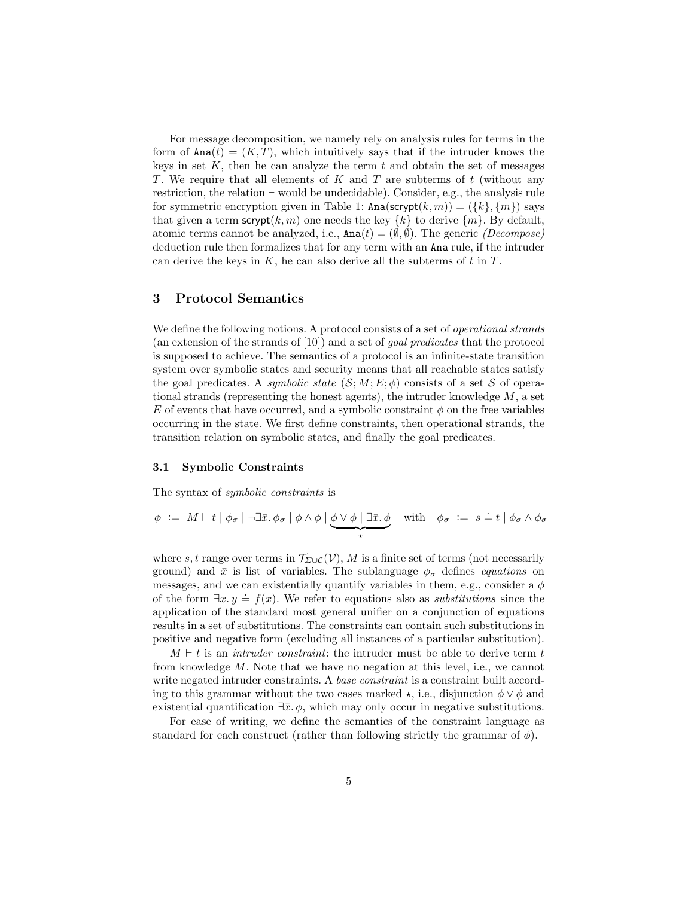For message decomposition, we namely rely on analysis rules for terms in the form of $\mathtt{Ana}(t) = (K, T)$, which intuitively says that if the intruder knows the keys in set $K$, then he can analyze the term $t$ and obtain the set of messages $T$. We require that all elements of $K$ and $T$ are subterms of $t$ (without any restriction, the relation $\vdash$ would be undecidable). Consider, e.g., the analysis rule for symmetric encryption given in Table 1: $\mathtt{Ana}(\mathsf{scrypt}(k, m)) = (\{k\}, \{m\})$ says that given a term $\mathsf{scrypt}(k, m)$ one needs the key $\{k\}$ to derive $\{m\}$. By default, atomic terms cannot be analyzed, i.e., $\mathtt{Ana}(t) = (\emptyset, \emptyset)$. The generic *(Decompose)* deduction rule then formalizes that for any term with an $\mathtt{Ana}$ rule, if the intruder can derive the keys in $K$, he can also derive all the subterms of $t$ in $T$.

## 3 Protocol Semantics

We define the following notions. A protocol consists of a set of *operational strands* (an extension of the strands of [10]) and a set of *goal predicates* that the protocol is supposed to achieve. The semantics of a protocol is an infinite-state transition system over symbolic states and security means that all reachable states satisfy the goal predicates. A *symbolic state* $(\mathcal{S}; M; E; \phi)$ consists of a set $\mathcal{S}$ of operational strands (representing the honest agents), the intruder knowledge $M$, a set $E$ of events that have occurred, and a symbolic constraint $\phi$ on the free variables occurring in the state. We first define constraints, then operational strands, the transition relation on symbolic states, and finally the goal predicates.

### 3.1 Symbolic Constraints

The syntax of *symbolic constraints* is

$$\phi \ := \ M \vdash t \mid \phi_\sigma \mid \neg\exists \bar{x}.\, \phi_\sigma \mid \phi \wedge \phi \mid \underbrace{\phi \vee \phi \mid \exists \bar{x}.\, \phi}_{\star} \quad \text{with} \quad \phi_\sigma \ := \ s \doteq t \mid \phi_\sigma \wedge \phi_\sigma$$

where $s, t$ range over terms in $\mathcal{T}_{\Sigma \cup \mathcal{C}}(\mathcal{V})$, $M$ is a finite set of terms (not necessarily ground) and $\bar{x}$ is list of variables. The sublanguage $\phi_\sigma$ defines *equations* on messages, and we can existentially quantify variables in them, e.g., consider a $\phi$ of the form $\exists x.\, y \doteq f(x)$. We refer to equations also as *substitutions* since the application of the standard most general unifier on a conjunction of equations results in a set of substitutions. The constraints can contain such substitutions in positive and negative form (excluding all instances of a particular substitution).

$M \vdash t$ is an *intruder constraint*: the intruder must be able to derive term $t$ from knowledge $M$. Note that we have no negation at this level, i.e., we cannot write negated intruder constraints. A *base constraint* is a constraint built according to this grammar without the two cases marked $\star$, i.e., disjunction $\phi \vee \phi$ and existential quantification $\exists \bar{x}.\, \phi$, which may only occur in negative substitutions.

For ease of writing, we define the semantics of the constraint language as standard for each construct (rather than following strictly the grammar of $\phi$).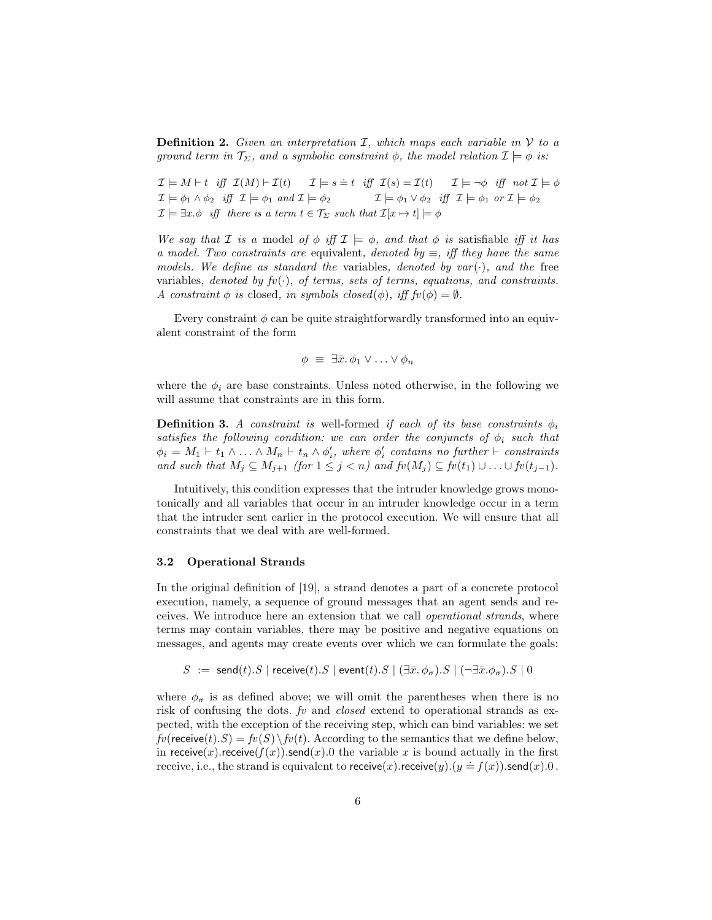**Definition 2.** *Given an interpretation $\mathcal{I}$, which maps each variable in $\mathcal{V}$ to a ground term in $\mathcal{T}_\Sigma$, and a symbolic constraint $\phi$, the model relation $\mathcal{I} \models \phi$ is:*

$\mathcal{I} \models M \vdash t$ *iff* $\mathcal{I}(M) \vdash \mathcal{I}(t)$ $\quad$ $\mathcal{I} \models s \doteq t$ *iff* $\mathcal{I}(s) = \mathcal{I}(t)$ $\quad$ $\mathcal{I} \models \neg\phi$ *iff not* $\mathcal{I} \models \phi$
$\mathcal{I} \models \phi_1 \wedge \phi_2$ *iff* $\mathcal{I} \models \phi_1$ *and* $\mathcal{I} \models \phi_2$ $\quad$ $\mathcal{I} \models \phi_1 \vee \phi_2$ *iff* $\mathcal{I} \models \phi_1$ *or* $\mathcal{I} \models \phi_2$
$\mathcal{I} \models \exists x.\phi$ *iff there is a term* $t \in \mathcal{T}_\Sigma$ *such that* $\mathcal{I}[x \mapsto t] \models \phi$

*We say that $\mathcal{I}$ is a* model *of $\phi$ iff $\mathcal{I} \models \phi$, and that $\phi$ is* satisfiable *iff it has a model. Two constraints are* equivalent*, denoted by $\equiv$, iff they have the same models. We define as standard the* variables*, denoted by $var(\cdot)$, and the* free variables*, denoted by $fv(\cdot)$, of terms, sets of terms, equations, and constraints. A constraint $\phi$ is* closed*, in symbols $closed(\phi)$, iff $fv(\phi) = \emptyset$.*

Every constraint $\phi$ can be quite straightforwardly transformed into an equivalent constraint of the form

$$\phi \;\equiv\; \exists \bar{x}.\, \phi_1 \vee \ldots \vee \phi_n$$

where the $\phi_i$ are base constraints. Unless noted otherwise, in the following we will assume that constraints are in this form.

**Definition 3.** *A constraint is* well-formed *if each of its base constraints $\phi_i$ satisfies the following condition: we can order the conjuncts of $\phi_i$ such that $\phi_i = M_1 \vdash t_1 \wedge \ldots \wedge M_n \vdash t_n \wedge \phi'_i$, where $\phi'_i$ contains no further $\vdash$ constraints and such that $M_j \subseteq M_{j+1}$ (for $1 \leq j < n$) and $fv(M_j) \subseteq fv(t_1) \cup \ldots \cup fv(t_{j-1})$.*

Intuitively, this condition expresses that the intruder knowledge grows monotonically and all variables that occur in an intruder knowledge occur in a term that the intruder sent earlier in the protocol execution. We will ensure that all constraints that we deal with are well-formed.

### 3.2 Operational Strands

In the original definition of [19], a strand denotes a part of a concrete protocol execution, namely, a sequence of ground messages that an agent sends and receives. We introduce here an extension that we call *operational strands*, where terms may contain variables, there may be positive and negative equations on messages, and agents may create events over which we can formulate the goals:

$$S \;:=\; \mathsf{send}(t).S \mid \mathsf{receive}(t).S \mid \mathsf{event}(t).S \mid (\exists \bar{x}.\, \phi_\sigma).S \mid (\neg\exists \bar{x}.\phi_\sigma).S \mid 0$$

where $\phi_\sigma$ is as defined above; we will omit the parentheses when there is no risk of confusing the dots. $fv$ and $closed$ extend to operational strands as expected, with the exception of the receiving step, which can bind variables: we set $fv(\mathsf{receive}(t).S) = fv(S) \setminus fv(t)$. According to the semantics that we define below, in $\mathsf{receive}(x).\mathsf{receive}(f(x)).\mathsf{send}(x).0$ the variable $x$ is bound actually in the first receive, i.e., the strand is equivalent to $\mathsf{receive}(x).\mathsf{receive}(y).(y \doteq f(x)).\mathsf{send}(x).0$.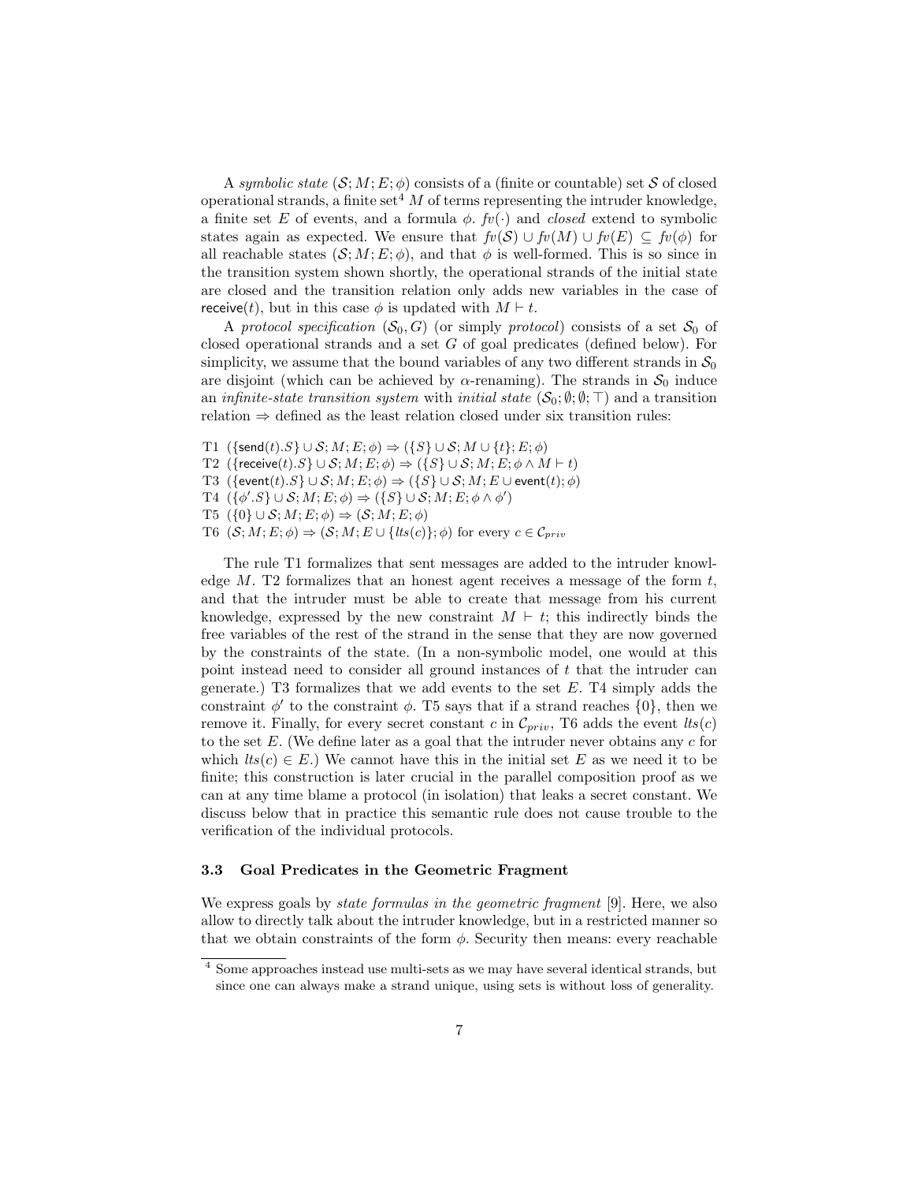A *symbolic state* $(\mathcal{S}; M; E; \phi)$ consists of a (finite or countable) set $\mathcal{S}$ of closed operational strands, a finite set[4] $M$ of terms representing the intruder knowledge, a finite set $E$ of events, and a formula $\phi$. $fv(\cdot)$ and *closed* extend to symbolic states again as expected. We ensure that $fv(\mathcal{S}) \cup fv(M) \cup fv(E) \subseteq fv(\phi)$ for all reachable states $(\mathcal{S}; M; E; \phi)$, and that $\phi$ is well-formed. This is so since in the transition system shown shortly, the operational strands of the initial state are closed and the transition relation only adds new variables in the case of $\mathsf{receive}(t)$, but in this case $\phi$ is updated with $M \vdash t$.

A *protocol specification* $(\mathcal{S}_0, G)$ (or simply *protocol*) consists of a set $\mathcal{S}_0$ of closed operational strands and a set $G$ of goal predicates (defined below). For simplicity, we assume that the bound variables of any two different strands in $\mathcal{S}_0$ are disjoint (which can be achieved by $\alpha$-renaming). The strands in $\mathcal{S}_0$ induce an *infinite-state transition system* with *initial state* $(\mathcal{S}_0; \emptyset; \emptyset; \top)$ and a transition relation $\Rightarrow$ defined as the least relation closed under six transition rules:

T1 $(\{\mathsf{send}(t).S\} \cup \mathcal{S}; M; E; \phi) \Rightarrow (\{S\} \cup \mathcal{S}; M \cup \{t\}; E; \phi)$
T2 $(\{\mathsf{receive}(t).S\} \cup \mathcal{S}; M; E; \phi) \Rightarrow (\{S\} \cup \mathcal{S}; M; E; \phi \wedge M \vdash t)$
T3 $(\{\mathsf{event}(t).S\} \cup \mathcal{S}; M; E; \phi) \Rightarrow (\{S\} \cup \mathcal{S}; M; E \cup \mathsf{event}(t); \phi)$
T4 $(\{\phi'.S\} \cup \mathcal{S}; M; E; \phi) \Rightarrow (\{S\} \cup \mathcal{S}; M; E; \phi \wedge \phi')$
T5 $(\{0\} \cup \mathcal{S}; M; E; \phi) \Rightarrow (\mathcal{S}; M; E; \phi)$
T6 $(\mathcal{S}; M; E; \phi) \Rightarrow (\mathcal{S}; M; E \cup \{lts(c)\}; \phi)$ for every $c \in \mathcal{C}_{priv}$

The rule T1 formalizes that sent messages are added to the intruder knowledge $M$. T2 formalizes that an honest agent receives a message of the form $t$, and that the intruder must be able to create that message from his current knowledge, expressed by the new constraint $M \vdash t$; this indirectly binds the free variables of the rest of the strand in the sense that they are now governed by the constraints of the state. (In a non-symbolic model, one would at this point instead need to consider all ground instances of $t$ that the intruder can generate.) T3 formalizes that we add events to the set $E$. T4 simply adds the constraint $\phi'$ to the constraint $\phi$. T5 says that if a strand reaches $\{0\}$, then we remove it. Finally, for every secret constant $c$ in $\mathcal{C}_{priv}$, T6 adds the event $lts(c)$ to the set $E$. (We define later as a goal that the intruder never obtains any $c$ for which $lts(c) \in E$.) We cannot have this in the initial set $E$ as we need it to be finite; this construction is later crucial in the parallel composition proof as we can at any time blame a protocol (in isolation) that leaks a secret constant. We discuss below that in practice this semantic rule does not cause trouble to the verification of the individual protocols.

### 3.3 Goal Predicates in the Geometric Fragment

We express goals by *state formulas in the geometric fragment* [9]. Here, we also allow to directly talk about the intruder knowledge, but in a restricted manner so that we obtain constraints of the form $\phi$. Security then means: every reachable

[4] Some approaches instead use multi-sets as we may have several identical strands, but since one can always make a strand unique, using sets is without loss of generality.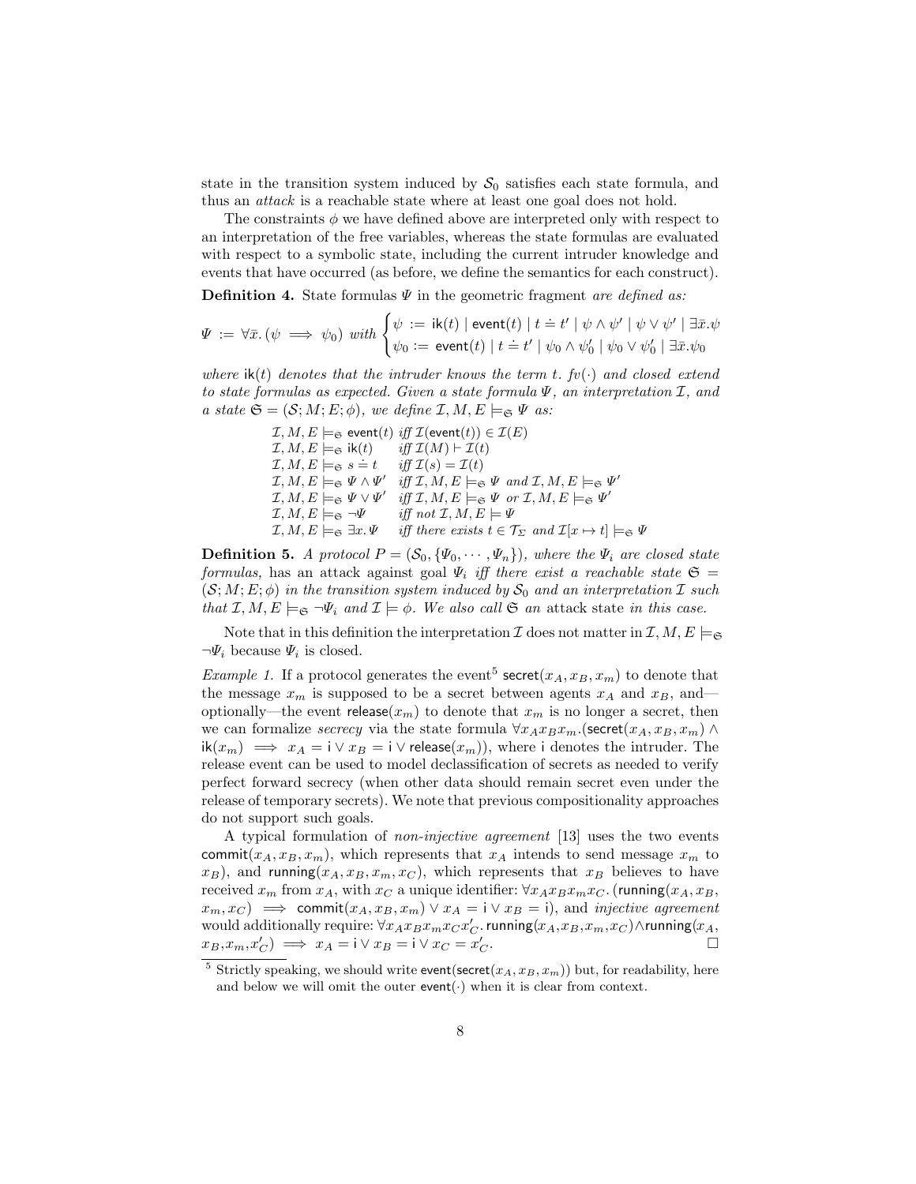state in the transition system induced by $\mathcal{S}_0$ satisfies each state formula, and thus an *attack* is a reachable state where at least one goal does not hold.

The constraints $\phi$ we have defined above are interpreted only with respect to an interpretation of the free variables, whereas the state formulas are evaluated with respect to a symbolic state, including the current intruder knowledge and events that have occurred (as before, we define the semantics for each construct).

**Definition 4.** *State formulas $\Psi$ in the geometric fragment are defined as:*

$$\Psi \;:=\; \forall \bar{x}.\, (\psi \implies \psi_0) \;\; with \begin{cases} \psi \;:=\; \mathsf{ik}(t) \mid \mathsf{event}(t) \mid t \doteq t' \mid \psi \wedge \psi' \mid \psi \vee \psi' \mid \exists \bar{x}.\psi \\ \psi_0 \;:=\; \mathsf{event}(t) \mid t \doteq t' \mid \psi_0 \wedge \psi_0' \mid \psi_0 \vee \psi_0' \mid \exists \bar{x}.\psi_0 \end{cases}$$

*where $\mathsf{ik}(t)$ denotes that the intruder knows the term $t$. $fv(\cdot)$ and closed extend to state formulas as expected. Given a state formula $\Psi$, an interpretation $\mathcal{I}$, and a state $\mathfrak{S} = (\mathcal{S}; M; E; \phi)$, we define $\mathcal{I}, M, E \models_{\mathfrak{S}} \Psi$ as:*

$$
\begin{array}{lll}
\mathcal{I}, M, E \models_{\mathfrak{S}} \mathsf{event}(t) & \textit{iff } \mathcal{I}(\mathsf{event}(t)) \in \mathcal{I}(E) \\
\mathcal{I}, M, E \models_{\mathfrak{S}} \mathsf{ik}(t) & \textit{iff } \mathcal{I}(M) \vdash \mathcal{I}(t) \\
\mathcal{I}, M, E \models_{\mathfrak{S}} s \doteq t & \textit{iff } \mathcal{I}(s) = \mathcal{I}(t) \\
\mathcal{I}, M, E \models_{\mathfrak{S}} \Psi \wedge \Psi' & \textit{iff } \mathcal{I}, M, E \models_{\mathfrak{S}} \Psi \textit{ and } \mathcal{I}, M, E \models_{\mathfrak{S}} \Psi' \\
\mathcal{I}, M, E \models_{\mathfrak{S}} \Psi \vee \Psi' & \textit{iff } \mathcal{I}, M, E \models_{\mathfrak{S}} \Psi \textit{ or } \mathcal{I}, M, E \models_{\mathfrak{S}} \Psi' \\
\mathcal{I}, M, E \models_{\mathfrak{S}} \neg\Psi & \textit{iff not } \mathcal{I}, M, E \models \Psi \\
\mathcal{I}, M, E \models_{\mathfrak{S}} \exists x.\, \Psi & \textit{iff there exists } t \in \mathcal{T}_\Sigma \textit{ and } \mathcal{I}[x \mapsto t] \models_{\mathfrak{S}} \Psi
\end{array}
$$

**Definition 5.** *A protocol $P = (\mathcal{S}_0, \{\Psi_0, \cdots, \Psi_n\})$, where the $\Psi_i$ are closed state formulas,* has an attack against goal $\Psi_i$ *iff there exist a reachable state $\mathfrak{S} = (\mathcal{S}; M; E; \phi)$ in the transition system induced by $\mathcal{S}_0$ and an interpretation $\mathcal{I}$ such that $\mathcal{I}, M, E \models_{\mathfrak{S}} \neg\Psi_i$ and $\mathcal{I} \models \phi$. We also call $\mathfrak{S}$ an* attack state *in this case.*

Note that in this definition the interpretation $\mathcal{I}$ does not matter in $\mathcal{I}, M, E \models_{\mathfrak{S}} \neg\Psi_i$ because $\Psi_i$ is closed.

*Example 1.* If a protocol generates the event[5] $\mathsf{secret}(x_A, x_B, x_m)$ to denote that the message $x_m$ is supposed to be a secret between agents $x_A$ and $x_B$, and—optionally—the event $\mathsf{release}(x_m)$ to denote that $x_m$ is no longer a secret, then we can formalize *secrecy* via the state formula $\forall x_A x_B x_m.(\mathsf{secret}(x_A, x_B, x_m) \wedge \mathsf{ik}(x_m) \implies x_A = \mathsf{i} \vee x_B = \mathsf{i} \vee \mathsf{release}(x_m))$, where $\mathsf{i}$ denotes the intruder. The release event can be used to model declassification of secrets as needed to verify perfect forward secrecy (when other data should remain secret even under the release of temporary secrets). We note that previous compositionality approaches do not support such goals.

A typical formulation of *non-injective agreement* [13] uses the two events $\mathsf{commit}(x_A, x_B, x_m)$, which represents that $x_A$ intends to send message $x_m$ to $x_B$), and $\mathsf{running}(x_A, x_B, x_m, x_C)$, which represents that $x_B$ believes to have received $x_m$ from $x_A$, with $x_C$ a unique identifier: $\forall x_A x_B x_m x_C.\, (\mathsf{running}(x_A, x_B, x_m, x_C) \implies \mathsf{commit}(x_A, x_B, x_m) \vee x_A = \mathsf{i} \vee x_B = \mathsf{i})$, and *injective agreement* would additionally require: $\forall x_A x_B x_m x_C x_C'.\, \mathsf{running}(x_A, x_B, x_m, x_C) \wedge \mathsf{running}(x_A, x_B, x_m, x_C') \implies x_A = \mathsf{i} \vee x_B = \mathsf{i} \vee x_C = x_C'$. □

[5] Strictly speaking, we should write $\mathsf{event}(\mathsf{secret}(x_A, x_B, x_m))$ but, for readability, here and below we will omit the outer $\mathsf{event}(\cdot)$ when it is clear from context.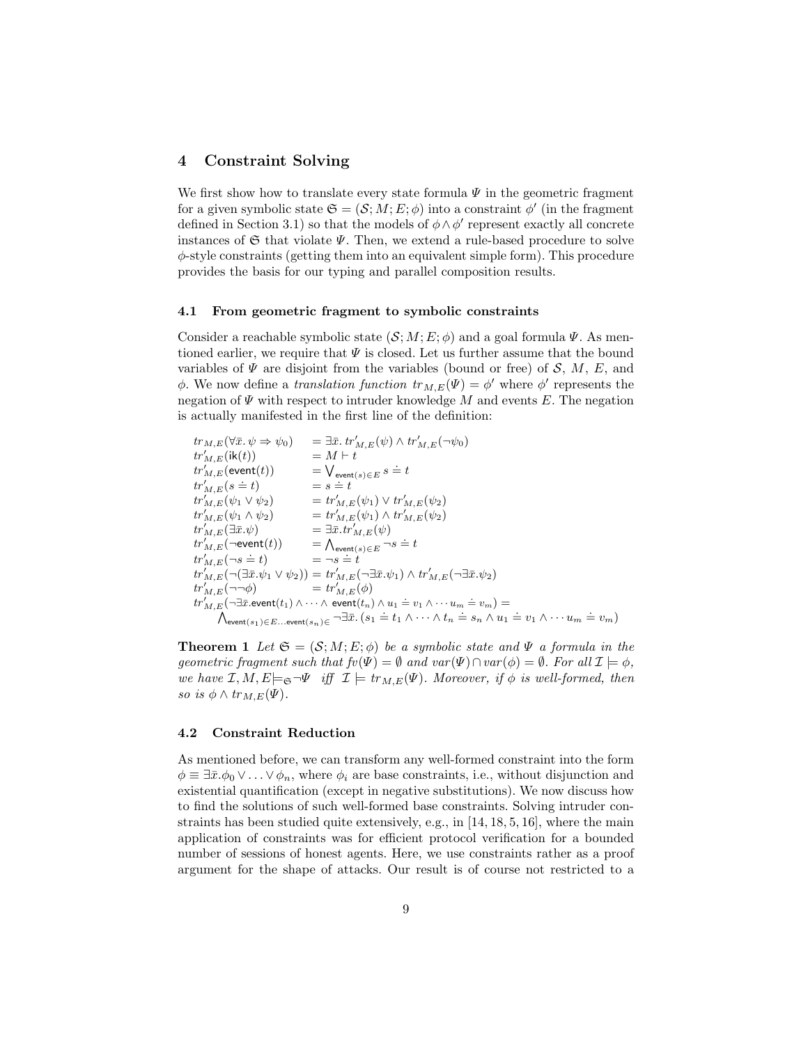## 4 Constraint Solving

We first show how to translate every state formula $\Psi$ in the geometric fragment for a given symbolic state $\mathfrak{S} = (\mathcal{S}; M; E; \phi)$ into a constraint $\phi'$ (in the fragment defined in Section 3.1) so that the models of $\phi \wedge \phi'$ represent exactly all concrete instances of $\mathfrak{S}$ that violate $\Psi$. Then, we extend a rule-based procedure to solve $\phi$-style constraints (getting them into an equivalent simple form). This procedure provides the basis for our typing and parallel composition results.

### 4.1 From geometric fragment to symbolic constraints

Consider a reachable symbolic state $(\mathcal{S}; M; E; \phi)$ and a goal formula $\Psi$. As mentioned earlier, we require that $\Psi$ is closed. Let us further assume that the bound variables of $\Psi$ are disjoint from the variables (bound or free) of $\mathcal{S}$, $M$, $E$, and $\phi$. We now define a *translation function* $tr_{M,E}(\Psi) = \phi'$ where $\phi'$ represents the negation of $\Psi$ with respect to intruder knowledge $M$ and events $E$. The negation is actually manifested in the first line of the definition:

$$
\begin{aligned}
tr_{M,E}(\forall \bar{x}.\, \psi \Rightarrow \psi_0) &= \exists \bar{x}.\, tr'_{M,E}(\psi) \wedge tr'_{M,E}(\neg\psi_0) \\
tr'_{M,E}(\mathsf{ik}(t)) &= M \vdash t \\
tr'_{M,E}(\mathsf{event}(t)) &= \textstyle\bigvee_{\mathsf{event}(s) \in E} s \doteq t \\
tr'_{M,E}(s \doteq t) &= s \doteq t \\
tr'_{M,E}(\psi_1 \vee \psi_2) &= tr'_{M,E}(\psi_1) \vee tr'_{M,E}(\psi_2) \\
tr'_{M,E}(\psi_1 \wedge \psi_2) &= tr'_{M,E}(\psi_1) \wedge tr'_{M,E}(\psi_2) \\
tr'_{M,E}(\exists \bar{x}.\psi) &= \exists \bar{x}.tr'_{M,E}(\psi) \\
tr'_{M,E}(\neg\mathsf{event}(t)) &= \textstyle\bigwedge_{\mathsf{event}(s) \in E} \neg s \doteq t \\
tr'_{M,E}(\neg s \doteq t) &= \neg s \doteq t \\
tr'_{M,E}(\neg(\exists \bar{x}.\psi_1 \vee \psi_2)) &= tr'_{M,E}(\neg\exists \bar{x}.\psi_1) \wedge tr'_{M,E}(\neg\exists \bar{x}.\psi_2) \\
tr'_{M,E}(\neg\neg\phi) &= tr'_{M,E}(\phi) \\
tr'_{M,E}(\neg\exists \bar{x}.\mathsf{event}(t_1) \wedge \cdots \wedge \mathsf{event}(t_n) \wedge u_1 \doteq v_1 \wedge \cdots u_m \doteq v_m) &= \\
\textstyle\bigwedge_{\mathsf{event}(s_1) \in E \ldots \mathsf{event}(s_n) \in} \neg\exists \bar{x}.\, (s_1 \doteq t_1 \wedge \cdots \wedge t_n \doteq s_n \wedge u_1 \doteq v_1 \wedge \cdots u_m \doteq v_m)
\end{aligned}
$$

**Theorem 1** *Let $\mathfrak{S} = (\mathcal{S}; M; E; \phi)$ be a symbolic state and $\Psi$ a formula in the geometric fragment such that $fv(\Psi) = \emptyset$ and $var(\Psi) \cap var(\phi) = \emptyset$. For all $\mathcal{I} \models \phi$, we have $\mathcal{I}, M, E \models_{\mathfrak{S}} \neg\Psi$ iff $\mathcal{I} \models tr_{M,E}(\Psi)$. Moreover, if $\phi$ is well-formed, then so is $\phi \wedge tr_{M,E}(\Psi)$.*

### 4.2 Constraint Reduction

As mentioned before, we can transform any well-formed constraint into the form $\phi \equiv \exists \bar{x}.\phi_0 \vee \ldots \vee \phi_n$, where $\phi_i$ are base constraints, i.e., without disjunction and existential quantification (except in negative substitutions). We now discuss how to find the solutions of such well-formed base constraints. Solving intruder constraints has been studied quite extensively, e.g., in [14, 18, 5, 16], where the main application of constraints was for efficient protocol verification for a bounded number of sessions of honest agents. Here, we use constraints rather as a proof argument for the shape of attacks. Our result is of course not restricted to a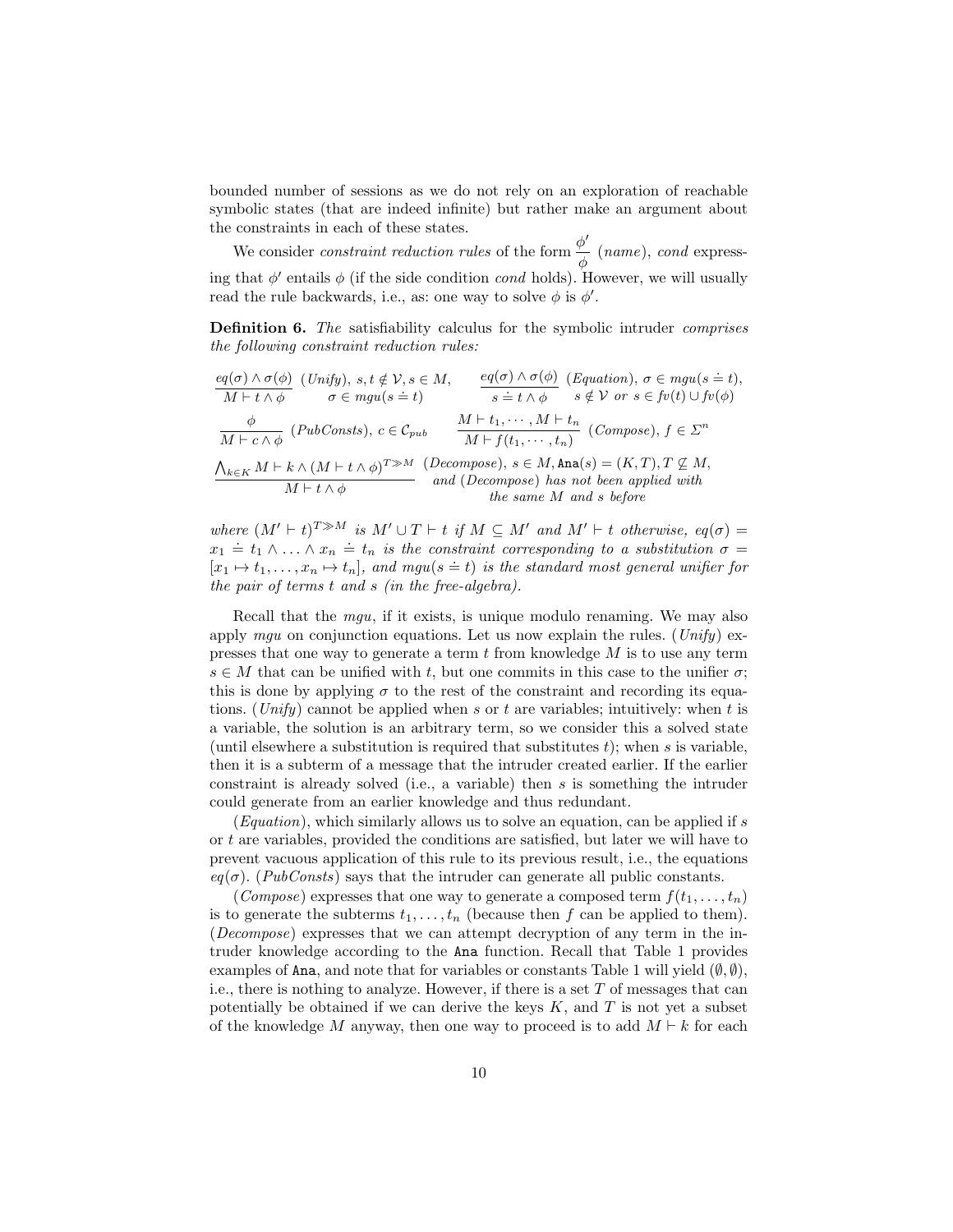bounded number of sessions as we do not rely on an exploration of reachable symbolic states (that are indeed infinite) but rather make an argument about the constraints in each of these states.

We consider *constraint reduction rules* of the form $\dfrac{\phi'}{\phi}$ (*name*), *cond* expressing that $\phi'$ entails $\phi$ (if the side condition *cond* holds). However, we will usually read the rule backwards, i.e., as: one way to solve $\phi$ is $\phi'$.

**Definition 6.** *The* satisfiability calculus for the symbolic intruder *comprises the following constraint reduction rules:*

$$\frac{eq(\sigma) \wedge \sigma(\phi)}{M \vdash t \wedge \phi}\ (\mathit{Unify}),\ s, t \notin \mathcal{V}, s \in M,\ \sigma \in mgu(s \doteq t) \qquad \frac{eq(\sigma) \wedge \sigma(\phi)}{s \doteq t \wedge \phi}\ (\mathit{Equation}),\ \sigma \in mgu(s \doteq t),\ s \notin \mathcal{V} \text{ or } s \in fv(t) \cup fv(\phi)$$

$$\frac{\phi}{M \vdash c \wedge \phi}\ (\mathit{PubConsts}),\ c \in \mathcal{C}_{pub} \qquad \frac{M \vdash t_1, \cdots, M \vdash t_n}{M \vdash f(t_1, \cdots, t_n)}\ (\mathit{Compose}),\ f \in \Sigma^n$$

$$\frac{\bigwedge_{k \in K} M \vdash k \wedge (M \vdash t \wedge \phi)^{T \gg M}}{M \vdash t \wedge \phi}\ (\mathit{Decompose}),\ s \in M, \mathtt{Ana}(s) = (K, T), T \not\subseteq M, \text{ and } (\mathit{Decompose}) \text{ has not been applied with the same } M \text{ and } s \text{ before}$$

*where $(M' \vdash t)^{T \gg M}$ is $M' \cup T \vdash t$ if $M \subseteq M'$ and $M' \vdash t$ otherwise, $eq(\sigma) = x_1 \doteq t_1 \wedge \ldots \wedge x_n \doteq t_n$ is the constraint corresponding to a substitution $\sigma = [x_1 \mapsto t_1, \ldots, x_n \mapsto t_n]$, and $mgu(s \doteq t)$ is the standard most general unifier for the pair of terms $t$ and $s$ (in the free-algebra).*

Recall that the *mgu*, if it exists, is unique modulo renaming. We may also apply *mgu* on conjunction equations. Let us now explain the rules. (*Unify*) expresses that one way to generate a term $t$ from knowledge $M$ is to use any term $s \in M$ that can be unified with $t$, but one commits in this case to the unifier $\sigma$; this is done by applying $\sigma$ to the rest of the constraint and recording its equations. (*Unify*) cannot be applied when $s$ or $t$ are variables; intuitively: when $t$ is a variable, the solution is an arbitrary term, so we consider this a solved state (until elsewhere a substitution is required that substitutes $t$); when $s$ is variable, then it is a subterm of a message that the intruder created earlier. If the earlier constraint is already solved (i.e., a variable) then $s$ is something the intruder could generate from an earlier knowledge and thus redundant.

(*Equation*), which similarly allows us to solve an equation, can be applied if $s$ or $t$ are variables, provided the conditions are satisfied, but later we will have to prevent vacuous application of this rule to its previous result, i.e., the equations $eq(\sigma)$. (*PubConsts*) says that the intruder can generate all public constants.

(*Compose*) expresses that one way to generate a composed term $f(t_1, \ldots, t_n)$ is to generate the subterms $t_1, \ldots, t_n$ (because then $f$ can be applied to them). (*Decompose*) expresses that we can attempt decryption of any term in the intruder knowledge according to the Ana function. Recall that Table 1 provides examples of Ana, and note that for variables or constants Table 1 will yield $(\emptyset, \emptyset)$, i.e., there is nothing to analyze. However, if there is a set $T$ of messages that can potentially be obtained if we can derive the keys $K$, and $T$ is not yet a subset of the knowledge $M$ anyway, then one way to proceed is to add $M \vdash k$ for each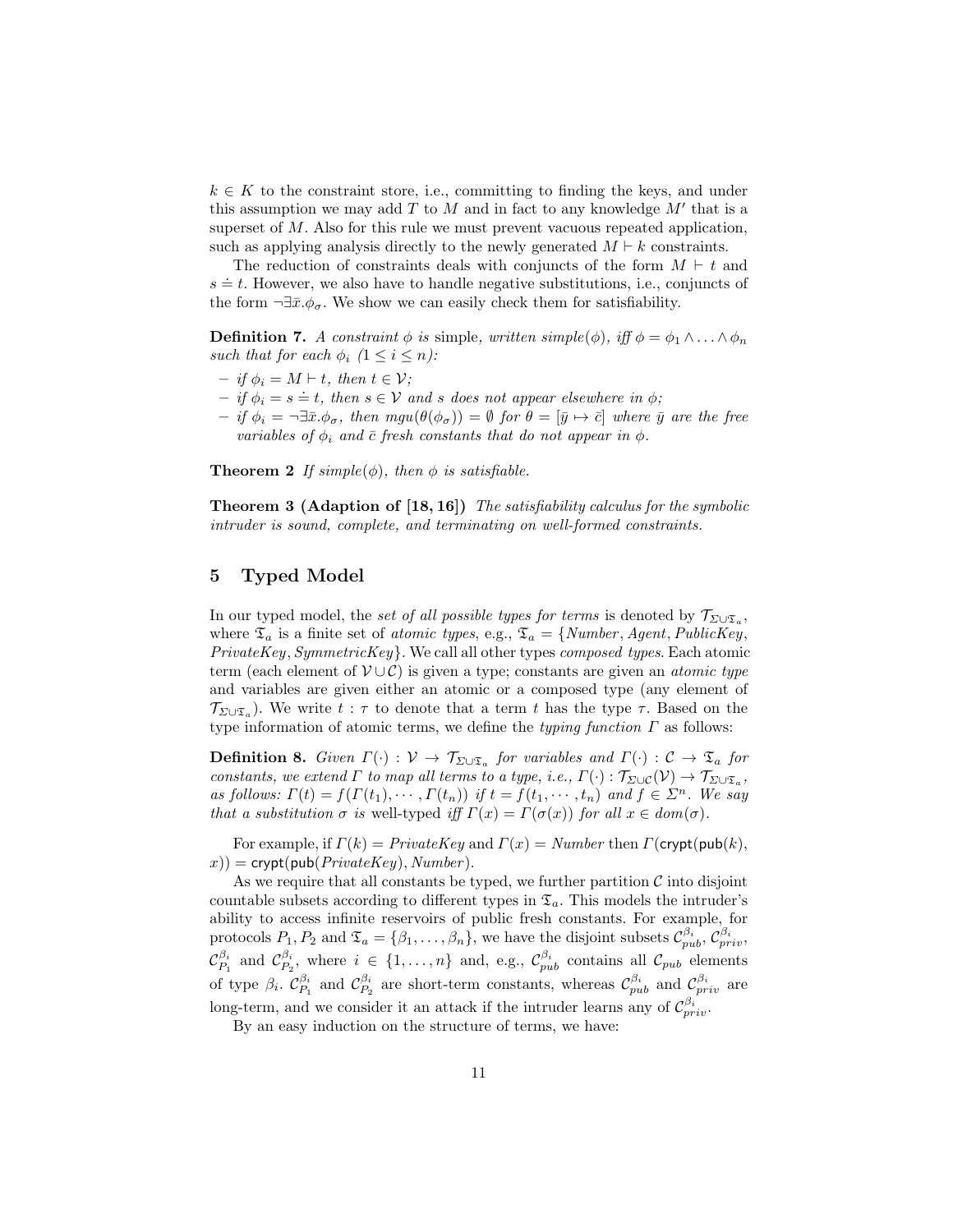$k \in K$ to the constraint store, i.e., committing to finding the keys, and under this assumption we may add $T$ to $M$ and in fact to any knowledge $M'$ that is a superset of $M$. Also for this rule we must prevent vacuous repeated application, such as applying analysis directly to the newly generated $M \vdash k$ constraints.

The reduction of constraints deals with conjuncts of the form $M \vdash t$ and $s \doteq t$. However, we also have to handle negative substitutions, i.e., conjuncts of the form $\neg\exists\bar{x}.\phi_\sigma$. We show we can easily check them for satisfiability.

**Definition 7.** *A constraint $\phi$ is* simple, *written $simple(\phi)$, iff $\phi = \phi_1 \wedge \ldots \wedge \phi_n$ such that for each $\phi_i$ ($1 \leq i \leq n$):*

- *if $\phi_i = M \vdash t$, then $t \in \mathcal{V}$;*
- *if $\phi_i = s \doteq t$, then $s \in \mathcal{V}$ and $s$ does not appear elsewhere in $\phi$;*
- *if $\phi_i = \neg\exists\bar{x}.\phi_\sigma$, then $mgu(\theta(\phi_\sigma)) = \emptyset$ for $\theta = [\bar{y} \mapsto \bar{c}]$ where $\bar{y}$ are the free variables of $\phi_i$ and $\bar{c}$ fresh constants that do not appear in $\phi$.*

**Theorem 2** *If $simple(\phi)$, then $\phi$ is satisfiable.*

**Theorem 3 (Adaption of [18, 16])** *The satisfiability calculus for the symbolic intruder is sound, complete, and terminating on well-formed constraints.*

# 5 Typed Model

In our typed model, the *set of all possible types for terms* is denoted by $\mathcal{T}_{\Sigma\cup\mathfrak{T}_a}$, where $\mathfrak{T}_a$ is a finite set of *atomic types*, e.g., $\mathfrak{T}_a = \{Number, Agent, PublicKey, PrivateKey, SymmetricKey\}$. We call all other types *composed types*. Each atomic term (each element of $\mathcal{V} \cup \mathcal{C}$) is given a type; constants are given an *atomic type* and variables are given either an atomic or a composed type (any element of $\mathcal{T}_{\Sigma\cup\mathfrak{T}_a}$). We write $t : \tau$ to denote that a term $t$ has the type $\tau$. Based on the type information of atomic terms, we define the *typing function* $\Gamma$ as follows:

**Definition 8.** *Given $\Gamma(\cdot) : \mathcal{V} \to \mathcal{T}_{\Sigma\cup\mathfrak{T}_a}$ for variables and $\Gamma(\cdot) : \mathcal{C} \to \mathfrak{T}_a$ for constants, we extend $\Gamma$ to map all terms to a type, i.e., $\Gamma(\cdot) : \mathcal{T}_{\Sigma\cup\mathcal{C}}(\mathcal{V}) \to \mathcal{T}_{\Sigma\cup\mathfrak{T}_a}$, as follows: $\Gamma(t) = f(\Gamma(t_1), \cdots, \Gamma(t_n))$ if $t = f(t_1, \cdots, t_n)$ and $f \in \Sigma^n$. We say that a substitution $\sigma$ is* well-typed *iff $\Gamma(x) = \Gamma(\sigma(x))$ for all $x \in dom(\sigma)$.*

For example, if $\Gamma(k) = PrivateKey$ and $\Gamma(x) = Number$ then $\Gamma(\mathsf{crypt}(\mathsf{pub}(k), x)) = \mathsf{crypt}(\mathsf{pub}(PrivateKey), Number)$.

As we require that all constants be typed, we further partition $\mathcal{C}$ into disjoint countable subsets according to different types in $\mathfrak{T}_a$. This models the intruder's ability to access infinite reservoirs of public fresh constants. For example, for protocols $P_1, P_2$ and $\mathfrak{T}_a = \{\beta_1, \ldots, \beta_n\}$, we have the disjoint subsets $\mathcal{C}^{\beta_i}_{pub}$, $\mathcal{C}^{\beta_i}_{priv}$, $\mathcal{C}^{\beta_i}_{P_1}$ and $\mathcal{C}^{\beta_i}_{P_2}$, where $i \in \{1, \ldots, n\}$ and, e.g., $\mathcal{C}^{\beta_i}_{pub}$ contains all $\mathcal{C}_{pub}$ elements of type $\beta_i$. $\mathcal{C}^{\beta_i}_{P_1}$ and $\mathcal{C}^{\beta_i}_{P_2}$ are short-term constants, whereas $\mathcal{C}^{\beta_i}_{pub}$ and $\mathcal{C}^{\beta_i}_{priv}$ are long-term, and we consider it an attack if the intruder learns any of $\mathcal{C}^{\beta_i}_{priv}$.

By an easy induction on the structure of terms, we have: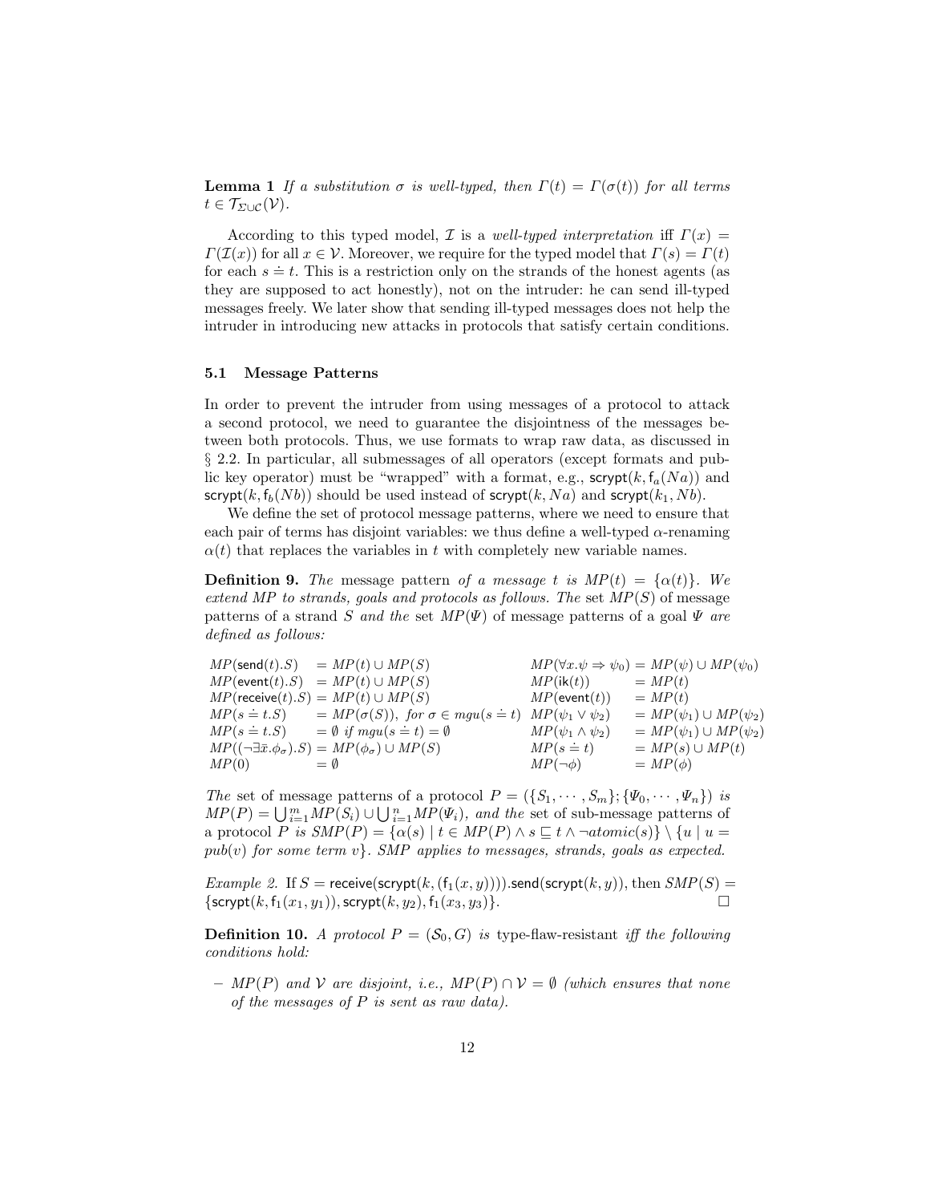**Lemma 1** *If a substitution $\sigma$ is well-typed, then $\Gamma(t) = \Gamma(\sigma(t))$ for all terms $t \in \mathcal{T}_{\Sigma\cup\mathcal{C}}(\mathcal{V})$.*

According to this typed model, $\mathcal{I}$ is a *well-typed interpretation* iff $\Gamma(x) = \Gamma(\mathcal{I}(x))$ for all $x \in \mathcal{V}$. Moreover, we require for the typed model that $\Gamma(s) = \Gamma(t)$ for each $s \doteq t$. This is a restriction only on the strands of the honest agents (as they are supposed to act honestly), not on the intruder: he can send ill-typed messages freely. We later show that sending ill-typed messages does not help the intruder in introducing new attacks in protocols that satisfy certain conditions.

### 5.1 Message Patterns

In order to prevent the intruder from using messages of a protocol to attack a second protocol, we need to guarantee the disjointness of the messages between both protocols. Thus, we use formats to wrap raw data, as discussed in § 2.2. In particular, all submessages of all operators (except formats and public key operator) must be "wrapped" with a format, e.g., $\mathsf{scrypt}(k, \mathsf{f}_a(Na))$ and $\mathsf{scrypt}(k, \mathsf{f}_b(Nb))$ should be used instead of $\mathsf{scrypt}(k, Na)$ and $\mathsf{scrypt}(k_1, Nb)$.

We define the set of protocol message patterns, where we need to ensure that each pair of terms has disjoint variables: we thus define a well-typed $\alpha$-renaming $\alpha(t)$ that replaces the variables in $t$ with completely new variable names.

**Definition 9.** *The* message pattern *of a message $t$ is $MP(t) = \{\alpha(t)\}$. We extend $MP$ to strands, goals and protocols as follows. The* set $MP(S)$ of message patterns of a strand $S$ *and the* set $MP(\Psi)$ of message patterns of a goal $\Psi$ *are defined as follows:*

$$
\begin{array}{llll}
MP(\mathsf{send}(t).S) & = MP(t) \cup MP(S) & MP(\forall x.\psi \Rightarrow \psi_0) & = MP(\psi) \cup MP(\psi_0) \\
MP(\mathsf{event}(t).S) & = MP(t) \cup MP(S) & MP(\mathsf{ik}(t)) & = MP(t) \\
MP(\mathsf{receive}(t).S) & = MP(t) \cup MP(S) & MP(\mathsf{event}(t)) & = MP(t) \\
MP(s \doteq t.S) & = MP(\sigma(S)),\ \textit{for}\ \sigma \in mgu(s \doteq t) & MP(\psi_1 \vee \psi_2) & = MP(\psi_1) \cup MP(\psi_2) \\
MP(s \doteq t.S) & = \emptyset\ \textit{if}\ mgu(s \doteq t) = \emptyset & MP(\psi_1 \wedge \psi_2) & = MP(\psi_1) \cup MP(\psi_2) \\
MP((\neg\exists\bar{x}.\phi_\sigma).S) & = MP(\phi_\sigma) \cup MP(S) & MP(s \doteq t) & = MP(s) \cup MP(t) \\
MP(0) & = \emptyset & MP(\neg\phi) & = MP(\phi)
\end{array}
$$

*The* set of message patterns of a protocol $P = (\{S_1, \cdots, S_m\}; \{\Psi_0, \cdots, \Psi_n\})$ *is* $MP(P) = \bigcup_{i=1}^{m} MP(S_i) \cup \bigcup_{i=1}^{n} MP(\Psi_i)$, *and the* set of sub-message patterns of a protocol $P$ *is* $SMP(P) = \{\alpha(s) \mid t \in MP(P) \wedge s \sqsubseteq t \wedge \neg atomic(s)\} \setminus \{u \mid u = pub(v)$ *for some term* $v\}$. *SMP applies to messages, strands, goals as expected.*

*Example 2.* If $S = \mathsf{receive}(\mathsf{scrypt}(k, (\mathsf{f}_1(x, y)))).\mathsf{send}(\mathsf{scrypt}(k, y))$, then $SMP(S) = \{\mathsf{scrypt}(k, \mathsf{f}_1(x_1, y_1)), \mathsf{scrypt}(k, y_2), \mathsf{f}_1(x_3, y_3)\}$. □

**Definition 10.** *A protocol $P = (\mathcal{S}_0, G)$ is* type-flaw-resistant *iff the following conditions hold:*

– *$MP(P)$ and $\mathcal{V}$ are disjoint, i.e., $MP(P) \cap \mathcal{V} = \emptyset$ (which ensures that none of the messages of $P$ is sent as raw data).*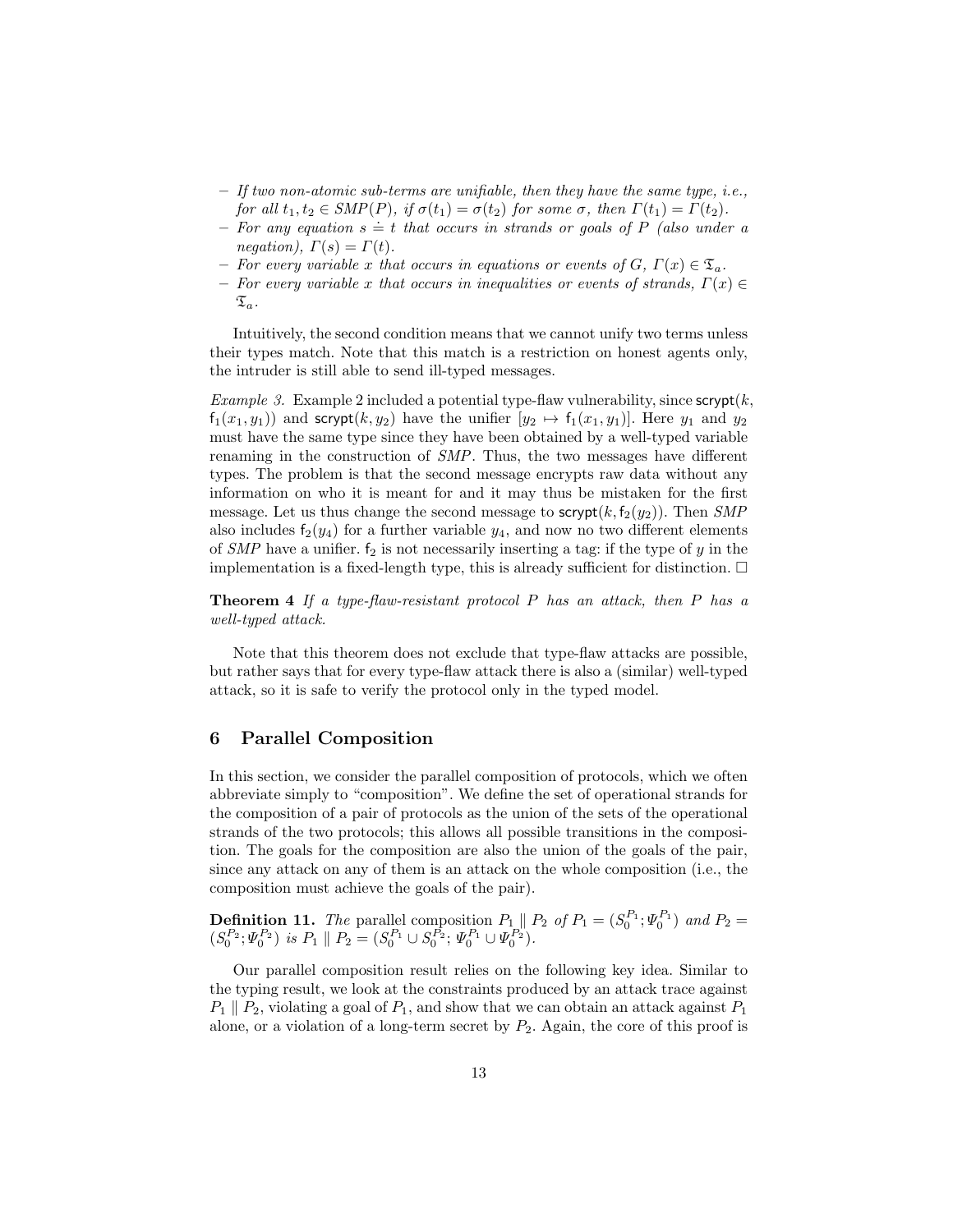- *If two non-atomic sub-terms are unifiable, then they have the same type, i.e., for all $t_1, t_2 \in SMP(P)$, if $\sigma(t_1) = \sigma(t_2)$ for some $\sigma$, then $\Gamma(t_1) = \Gamma(t_2)$.*
- *For any equation $s \doteq t$ that occurs in strands or goals of $P$ (also under a negation), $\Gamma(s) = \Gamma(t)$.*
- *For every variable $x$ that occurs in equations or events of $G$, $\Gamma(x) \in \mathfrak{T}_a$.*
- *For every variable $x$ that occurs in inequalities or events of strands, $\Gamma(x) \in \mathfrak{T}_a$.*

Intuitively, the second condition means that we cannot unify two terms unless their types match. Note that this match is a restriction on honest agents only, the intruder is still able to send ill-typed messages.

*Example 3.* Example 2 included a potential type-flaw vulnerability, since $\mathsf{scrypt}(k, \mathsf{f}_1(x_1, y_1))$ and $\mathsf{scrypt}(k, y_2)$ have the unifier $[y_2 \mapsto \mathsf{f}_1(x_1, y_1)]$. Here $y_1$ and $y_2$ must have the same type since they have been obtained by a well-typed variable renaming in the construction of *SMP*. Thus, the two messages have different types. The problem is that the second message encrypts raw data without any information on who it is meant for and it may thus be mistaken for the first message. Let us thus change the second message to $\mathsf{scrypt}(k, \mathsf{f}_2(y_2))$. Then *SMP* also includes $\mathsf{f}_2(y_4)$ for a further variable $y_4$, and now no two different elements of *SMP* have a unifier. $\mathsf{f}_2$ is not necessarily inserting a tag: if the type of $y$ in the implementation is a fixed-length type, this is already sufficient for distinction. □

**Theorem 4** *If a type-flaw-resistant protocol $P$ has an attack, then $P$ has a well-typed attack.*

Note that this theorem does not exclude that type-flaw attacks are possible, but rather says that for every type-flaw attack there is also a (similar) well-typed attack, so it is safe to verify the protocol only in the typed model.

## 6 Parallel Composition

In this section, we consider the parallel composition of protocols, which we often abbreviate simply to "composition". We define the set of operational strands for the composition of a pair of protocols as the union of the sets of the operational strands of the two protocols; this allows all possible transitions in the composition. The goals for the composition are also the union of the goals of the pair, since any attack on any of them is an attack on the whole composition (i.e., the composition must achieve the goals of the pair).

**Definition 11.** *The* parallel composition $P_1 \parallel P_2$ *of* $P_1 = (S_0^{P_1}; \Psi_0^{P_1})$ *and* $P_2 = (S_0^{P_2}; \Psi_0^{P_2})$ *is* $P_1 \parallel P_2 = (S_0^{P_1} \cup S_0^{P_2};\, \Psi_0^{P_1} \cup \Psi_0^{P_2})$.

Our parallel composition result relies on the following key idea. Similar to the typing result, we look at the constraints produced by an attack trace against $P_1 \parallel P_2$, violating a goal of $P_1$, and show that we can obtain an attack against $P_1$ alone, or a violation of a long-term secret by $P_2$. Again, the core of this proof is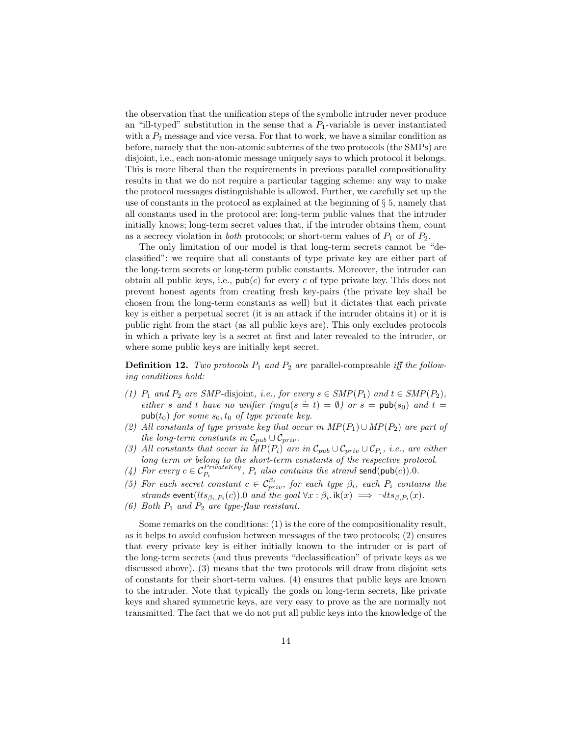the observation that the unification steps of the symbolic intruder never produce an "ill-typed" substitution in the sense that a $P_1$-variable is never instantiated with a $P_2$ message and vice versa. For that to work, we have a similar condition as before, namely that the non-atomic subterms of the two protocols (the SMPs) are disjoint, i.e., each non-atomic message uniquely says to which protocol it belongs. This is more liberal than the requirements in previous parallel compositionality results in that we do not require a particular tagging scheme: any way to make the protocol messages distinguishable is allowed. Further, we carefully set up the use of constants in the protocol as explained at the beginning of § 5, namely that all constants used in the protocol are: long-term public values that the intruder initially knows; long-term secret values that, if the intruder obtains them, count as a secrecy violation in *both* protocols; or short-term values of $P_1$ or of $P_2$.

The only limitation of our model is that long-term secrets cannot be "declassified": we require that all constants of type private key are either part of the long-term secrets or long-term public constants. Moreover, the intruder can obtain all public keys, i.e., $\mathsf{pub}(c)$ for every $c$ of type private key. This does not prevent honest agents from creating fresh key-pairs (the private key shall be chosen from the long-term constants as well) but it dictates that each private key is either a perpetual secret (it is an attack if the intruder obtains it) or it is public right from the start (as all public keys are). This only excludes protocols in which a private key is a secret at first and later revealed to the intruder, or where some public keys are initially kept secret.

**Definition 12.** *Two protocols $P_1$ and $P_2$ are* parallel-composable *iff the following conditions hold:*

*(1) $P_1$ and $P_2$ are SMP-*disjoint*, i.e., for every $s \in SMP(P_1)$ and $t \in SMP(P_2)$, either $s$ and $t$ have no unifier ($mgu(s \doteq t) = \emptyset$) or $s = \mathsf{pub}(s_0)$ and $t = \mathsf{pub}(t_0)$ for some $s_0, t_0$ of type private key.*

*(2) All constants of type private key that occur in $MP(P_1) \cup MP(P_2)$ are part of the long-term constants in $\mathcal{C}_{pub} \cup \mathcal{C}_{priv}$.*

*(3) All constants that occur in $MP(P_i)$ are in $\mathcal{C}_{pub} \cup \mathcal{C}_{priv} \cup \mathcal{C}_{P_i}$, i.e., are either long term or belong to the short-term constants of the respective protocol.*

*(4) For every $c \in \mathcal{C}_{P_i}^{PrivateKey}$, $P_i$ also contains the strand $\mathsf{send}(\mathsf{pub}(c)).0$.*

*(5) For each secret constant $c \in \mathcal{C}_{priv}^{\beta_i}$, for each type $\beta_i$, each $P_i$ contains the strands $\mathsf{event}(lts_{\beta_i,P_i}(c)).0$ and the goal $\forall x : \beta_i.\, \mathsf{ik}(x) \implies \neg lts_{\beta,P_i}(x)$.*

*(6) Both $P_1$ and $P_2$ are type-flaw resistant.*

Some remarks on the conditions: (1) is the core of the compositionality result, as it helps to avoid confusion between messages of the two protocols; (2) ensures that every private key is either initially known to the intruder or is part of the long-term secrets (and thus prevents "declassification" of private keys as we discussed above). (3) means that the two protocols will draw from disjoint sets of constants for their short-term values. (4) ensures that public keys are known to the intruder. Note that typically the goals on long-term secrets, like private keys and shared symmetric keys, are very easy to prove as the are normally not transmitted. The fact that we do not put all public keys into the knowledge of the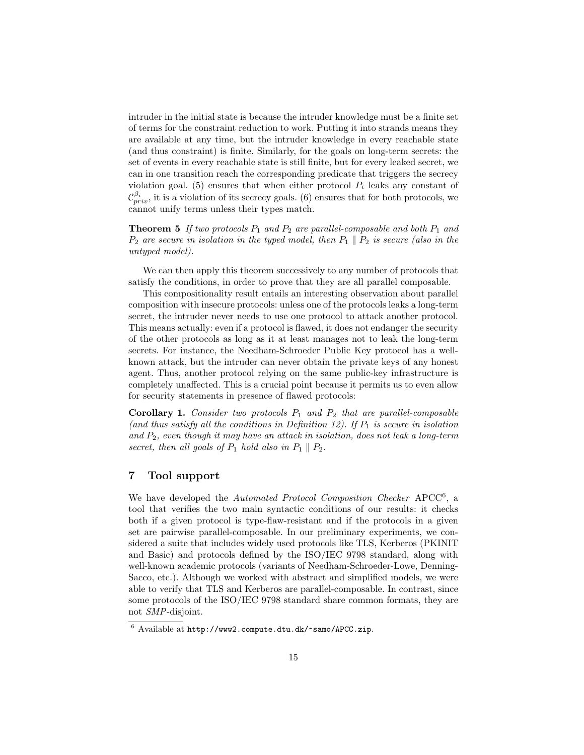intruder in the initial state is because the intruder knowledge must be a finite set of terms for the constraint reduction to work. Putting it into strands means they are available at any time, but the intruder knowledge in every reachable state (and thus constraint) is finite. Similarly, for the goals on long-term secrets: the set of events in every reachable state is still finite, but for every leaked secret, we can in one transition reach the corresponding predicate that triggers the secrecy violation goal. (5) ensures that when either protocol $P_i$ leaks any constant of $\mathcal{C}^{\beta_i}_{priv}$, it is a violation of its secrecy goals. (6) ensures that for both protocols, we cannot unify terms unless their types match.

**Theorem 5** *If two protocols $P_1$ and $P_2$ are parallel-composable and both $P_1$ and $P_2$ are secure in isolation in the typed model, then $P_1 \parallel P_2$ is secure (also in the untyped model).*

We can then apply this theorem successively to any number of protocols that satisfy the conditions, in order to prove that they are all parallel composable.

This compositionality result entails an interesting observation about parallel composition with insecure protocols: unless one of the protocols leaks a long-term secret, the intruder never needs to use one protocol to attack another protocol. This means actually: even if a protocol is flawed, it does not endanger the security of the other protocols as long as it at least manages not to leak the long-term secrets. For instance, the Needham-Schroeder Public Key protocol has a well-known attack, but the intruder can never obtain the private keys of any honest agent. Thus, another protocol relying on the same public-key infrastructure is completely unaffected. This is a crucial point because it permits us to even allow for security statements in presence of flawed protocols:

**Corollary 1.** *Consider two protocols $P_1$ and $P_2$ that are parallel-composable (and thus satisfy all the conditions in Definition 12). If $P_1$ is secure in isolation and $P_2$, even though it may have an attack in isolation, does not leak a long-term secret, then all goals of $P_1$ hold also in $P_1 \parallel P_2$.*

## 7 Tool support

We have developed the *Automated Protocol Composition Checker* APCC[6], a tool that verifies the two main syntactic conditions of our results: it checks both if a given protocol is type-flaw-resistant and if the protocols in a given set are pairwise parallel-composable. In our preliminary experiments, we considered a suite that includes widely used protocols like TLS, Kerberos (PKINIT and Basic) and protocols defined by the ISO/IEC 9798 standard, along with well-known academic protocols (variants of Needham-Schroeder-Lowe, Denning-Sacco, etc.). Although we worked with abstract and simplified models, we were able to verify that TLS and Kerberos are parallel-composable. In contrast, since some protocols of the ISO/IEC 9798 standard share common formats, they are not *SMP*-disjoint.

[6] Available at `http://www2.compute.dtu.dk/~samo/APCC.zip`.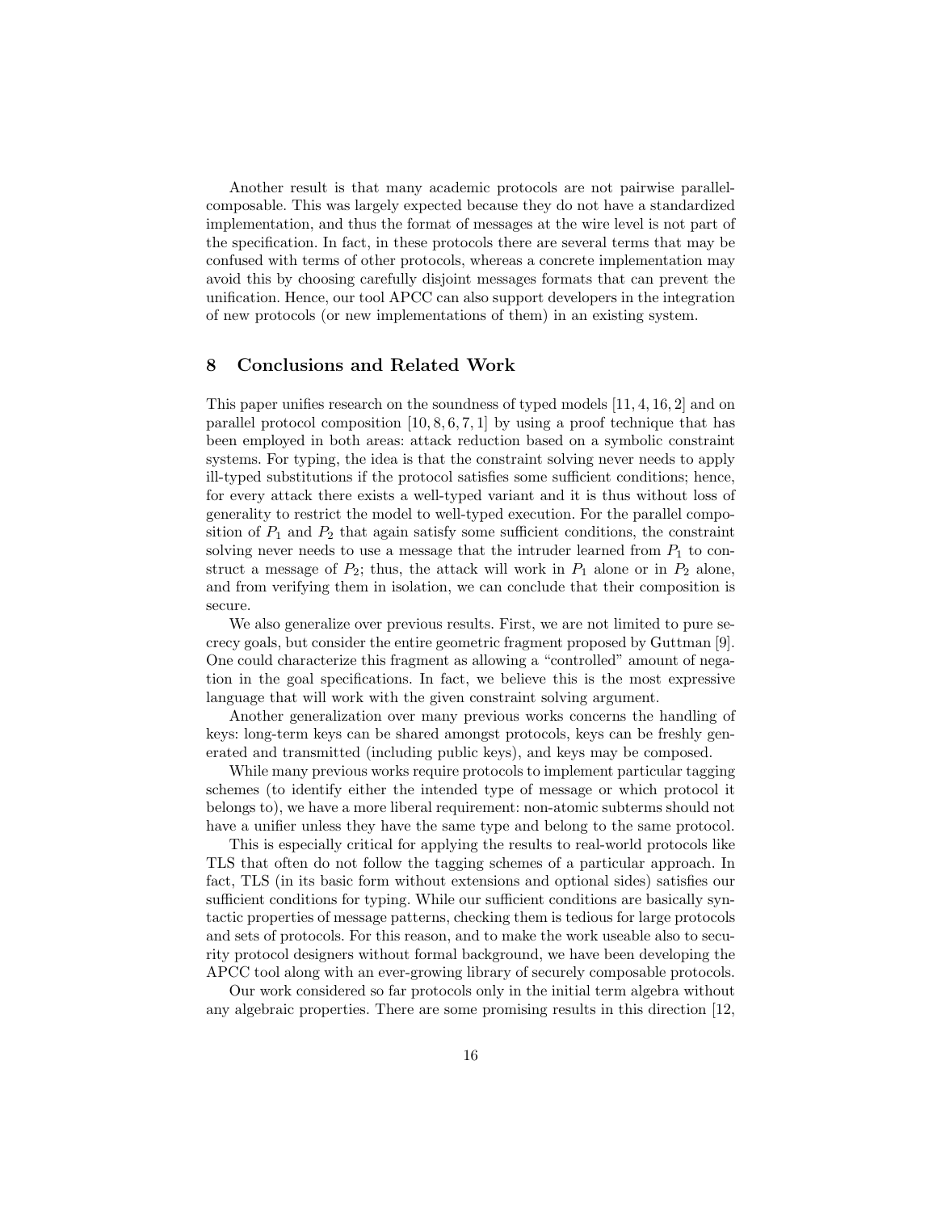Another result is that many academic protocols are not pairwise parallel-composable. This was largely expected because they do not have a standardized implementation, and thus the format of messages at the wire level is not part of the specification. In fact, in these protocols there are several terms that may be confused with terms of other protocols, whereas a concrete implementation may avoid this by choosing carefully disjoint messages formats that can prevent the unification. Hence, our tool APCC can also support developers in the integration of new protocols (or new implementations of them) in an existing system.

## 8 Conclusions and Related Work

This paper unifies research on the soundness of typed models [11, 4, 16, 2] and on parallel protocol composition [10, 8, 6, 7, 1] by using a proof technique that has been employed in both areas: attack reduction based on a symbolic constraint systems. For typing, the idea is that the constraint solving never needs to apply ill-typed substitutions if the protocol satisfies some sufficient conditions; hence, for every attack there exists a well-typed variant and it is thus without loss of generality to restrict the model to well-typed execution. For the parallel composition of $P_1$ and $P_2$ that again satisfy some sufficient conditions, the constraint solving never needs to use a message that the intruder learned from $P_1$ to construct a message of $P_2$; thus, the attack will work in $P_1$ alone or in $P_2$ alone, and from verifying them in isolation, we can conclude that their composition is secure.

We also generalize over previous results. First, we are not limited to pure secrecy goals, but consider the entire geometric fragment proposed by Guttman [9]. One could characterize this fragment as allowing a "controlled" amount of negation in the goal specifications. In fact, we believe this is the most expressive language that will work with the given constraint solving argument.

Another generalization over many previous works concerns the handling of keys: long-term keys can be shared amongst protocols, keys can be freshly generated and transmitted (including public keys), and keys may be composed.

While many previous works require protocols to implement particular tagging schemes (to identify either the intended type of message or which protocol it belongs to), we have a more liberal requirement: non-atomic subterms should not have a unifier unless they have the same type and belong to the same protocol.

This is especially critical for applying the results to real-world protocols like TLS that often do not follow the tagging schemes of a particular approach. In fact, TLS (in its basic form without extensions and optional sides) satisfies our sufficient conditions for typing. While our sufficient conditions are basically syntactic properties of message patterns, checking them is tedious for large protocols and sets of protocols. For this reason, and to make the work useable also to security protocol designers without formal background, we have been developing the APCC tool along with an ever-growing library of securely composable protocols.

Our work considered so far protocols only in the initial term algebra without any algebraic properties. There are some promising results in this direction [12,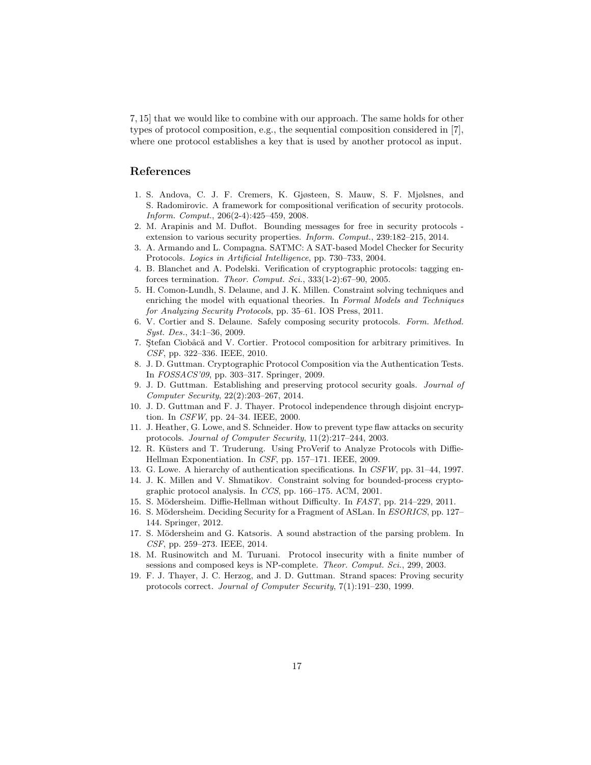7, 15] that we would like to combine with our approach. The same holds for other types of protocol composition, e.g., the sequential composition considered in [7], where one protocol establishes a key that is used by another protocol as input.

## References

1. S. Andova, C. J. F. Cremers, K. Gjøsteen, S. Mauw, S. F. Mjølsnes, and S. Radomirovic. A framework for compositional verification of security protocols. *Inform. Comput.*, 206(2-4):425–459, 2008.
2. M. Arapinis and M. Duflot. Bounding messages for free in security protocols - extension to various security properties. *Inform. Comput.*, 239:182–215, 2014.
3. A. Armando and L. Compagna. SATMC: A SAT-based Model Checker for Security Protocols. *Logics in Artificial Intelligence*, pp. 730–733, 2004.
4. B. Blanchet and A. Podelski. Verification of cryptographic protocols: tagging enforces termination. *Theor. Comput. Sci.*, 333(1-2):67–90, 2005.
5. H. Comon-Lundh, S. Delaune, and J. K. Millen. Constraint solving techniques and enriching the model with equational theories. In *Formal Models and Techniques for Analyzing Security Protocols*, pp. 35–61. IOS Press, 2011.
6. V. Cortier and S. Delaune. Safely composing security protocols. *Form. Method. Syst. Des.*, 34:1–36, 2009.
7. Ştefan Ciobâcă and V. Cortier. Protocol composition for arbitrary primitives. In *CSF*, pp. 322–336. IEEE, 2010.
8. J. D. Guttman. Cryptographic Protocol Composition via the Authentication Tests. In *FOSSACS'09*, pp. 303–317. Springer, 2009.
9. J. D. Guttman. Establishing and preserving protocol security goals. *Journal of Computer Security*, 22(2):203–267, 2014.
10. J. D. Guttman and F. J. Thayer. Protocol independence through disjoint encryption. In *CSFW*, pp. 24–34. IEEE, 2000.
11. J. Heather, G. Lowe, and S. Schneider. How to prevent type flaw attacks on security protocols. *Journal of Computer Security*, 11(2):217–244, 2003.
12. R. Küsters and T. Truderung. Using ProVerif to Analyze Protocols with Diffie-Hellman Exponentiation. In *CSF*, pp. 157–171. IEEE, 2009.
13. G. Lowe. A hierarchy of authentication specifications. In *CSFW*, pp. 31–44, 1997.
14. J. K. Millen and V. Shmatikov. Constraint solving for bounded-process cryptographic protocol analysis. In *CCS*, pp. 166–175. ACM, 2001.
15. S. Mödersheim. Diffie-Hellman without Difficulty. In *FAST*, pp. 214–229, 2011.
16. S. Mödersheim. Deciding Security for a Fragment of ASLan. In *ESORICS*, pp. 127–144. Springer, 2012.
17. S. Mödersheim and G. Katsoris. A sound abstraction of the parsing problem. In *CSF*, pp. 259–273. IEEE, 2014.
18. M. Rusinowitch and M. Turuani. Protocol insecurity with a finite number of sessions and composed keys is NP-complete. *Theor. Comput. Sci.*, 299, 2003.
19. F. J. Thayer, J. C. Herzog, and J. D. Guttman. Strand spaces: Proving security protocols correct. *Journal of Computer Security*, 7(1):191–230, 1999.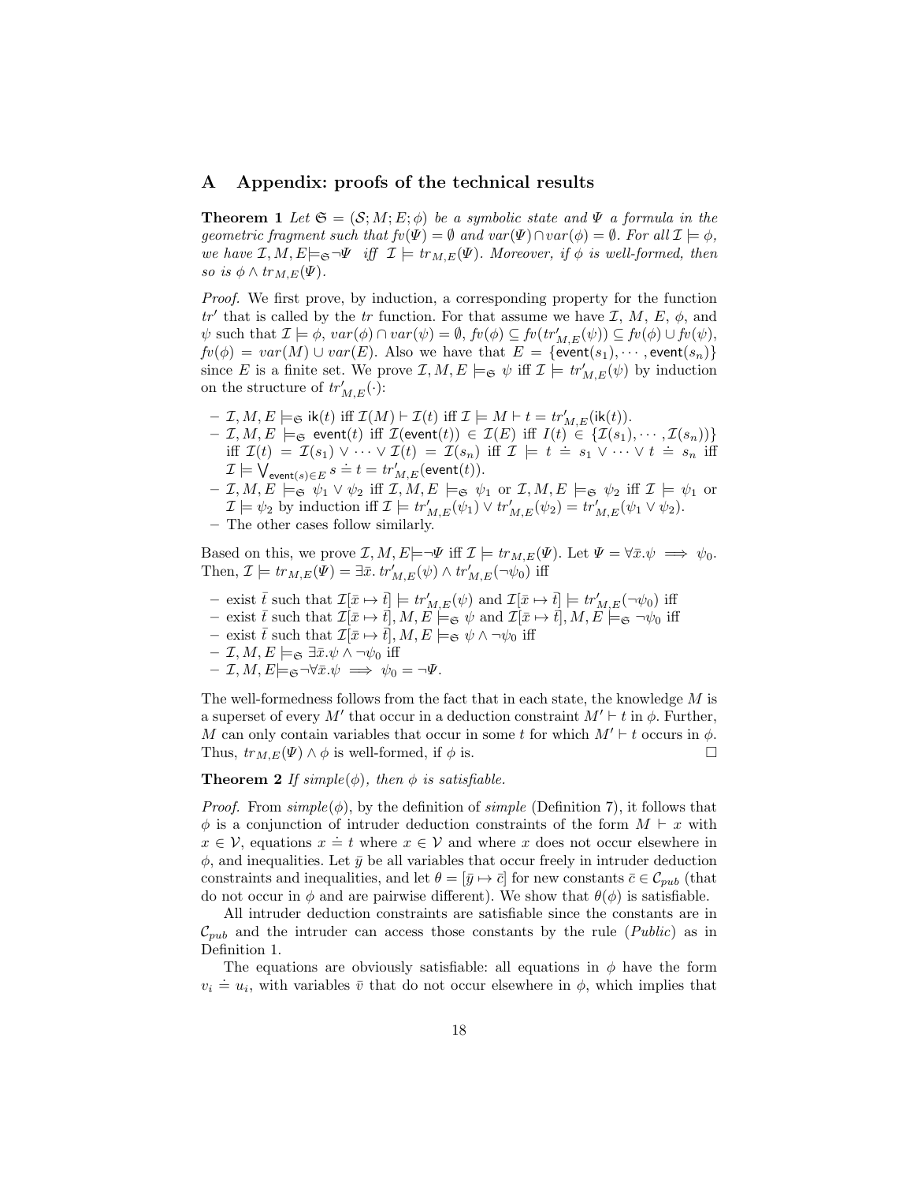## A Appendix: proofs of the technical results

**Theorem 1** *Let $\mathfrak{S} = (\mathcal{S}; M; E; \phi)$ be a symbolic state and $\Psi$ a formula in the geometric fragment such that $fv(\Psi) = \emptyset$ and $var(\Psi) \cap var(\phi) = \emptyset$. For all $\mathcal{I} \models \phi$, we have $\mathcal{I}, M, E \models_{\mathfrak{S}} \neg\Psi$ iff $\mathcal{I} \models tr_{M,E}(\Psi)$. Moreover, if $\phi$ is well-formed, then so is $\phi \wedge tr_{M,E}(\Psi)$.*

*Proof.* We first prove, by induction, a corresponding property for the function $tr'$ that is called by the $tr$ function. For that assume we have $\mathcal{I}$, $M$, $E$, $\phi$, and $\psi$ such that $\mathcal{I} \models \phi$, $var(\phi) \cap var(\psi) = \emptyset$, $fv(\phi) \subseteq fv(tr'_{M,E}(\psi)) \subseteq fv(\phi) \cup fv(\psi)$, $fv(\phi) = var(M) \cup var(E)$. Also we have that $E = \{\mathsf{event}(s_1), \cdots, \mathsf{event}(s_n)\}$ since $E$ is a finite set. We prove $\mathcal{I}, M, E \models_{\mathfrak{S}} \psi$ iff $\mathcal{I} \models tr'_{M,E}(\psi)$ by induction on the structure of $tr'_{M,E}(\cdot)$:

- $\mathcal{I}, M, E \models_{\mathfrak{S}} \mathsf{ik}(t)$ iff $\mathcal{I}(M) \vdash \mathcal{I}(t)$ iff $\mathcal{I} \models M \vdash t = tr'_{M,E}(\mathsf{ik}(t))$.
- $\mathcal{I}, M, E \models_{\mathfrak{S}} \mathsf{event}(t)$ iff $\mathcal{I}(\mathsf{event}(t)) \in \mathcal{I}(E)$ iff $I(t) \in \{\mathcal{I}(s_1), \cdots, \mathcal{I}(s_n))\}$ iff $\mathcal{I}(t) = \mathcal{I}(s_1) \vee \cdots \vee \mathcal{I}(t) = \mathcal{I}(s_n)$ iff $\mathcal{I} \models t \doteq s_1 \vee \cdots \vee t \doteq s_n$ iff $\mathcal{I} \models \bigvee_{\mathsf{event}(s) \in E} s \doteq t = tr'_{M,E}(\mathsf{event}(t))$.
- $\mathcal{I}, M, E \models_{\mathfrak{S}} \psi_1 \vee \psi_2$ iff $\mathcal{I}, M, E \models_{\mathfrak{S}} \psi_1$ or $\mathcal{I}, M, E \models_{\mathfrak{S}} \psi_2$ iff $\mathcal{I} \models \psi_1$ or $\mathcal{I} \models \psi_2$ by induction iff $\mathcal{I} \models tr'_{M,E}(\psi_1) \vee tr'_{M,E}(\psi_2) = tr'_{M,E}(\psi_1 \vee \psi_2)$.
- The other cases follow similarly.

Based on this, we prove $\mathcal{I}, M, E \models \neg\Psi$ iff $\mathcal{I} \models tr_{M,E}(\Psi)$. Let $\Psi = \forall \bar{x}. \psi \implies \psi_0$. Then, $\mathcal{I} \models tr_{M,E}(\Psi) = \exists \bar{x}.\, tr'_{M,E}(\psi) \wedge tr'_{M,E}(\neg\psi_0)$ iff

- exist $\bar{t}$ such that $\mathcal{I}[\bar{x} \mapsto \bar{t}] \models tr'_{M,E}(\psi)$ and $\mathcal{I}[\bar{x} \mapsto \bar{t}] \models tr'_{M,E}(\neg\psi_0)$ iff
- exist $\bar{t}$ such that $\mathcal{I}[\bar{x} \mapsto \bar{t}], M, E \models_{\mathfrak{S}} \psi$ and $\mathcal{I}[\bar{x} \mapsto \bar{t}], M, E \models_{\mathfrak{S}} \neg\psi_0$ iff
- exist $\bar{t}$ such that $\mathcal{I}[\bar{x} \mapsto \bar{t}], M, E \models_{\mathfrak{S}} \psi \wedge \neg\psi_0$ iff
- $\mathcal{I}, M, E \models_{\mathfrak{S}} \exists \bar{x}. \psi \wedge \neg\psi_0$ iff
- $\mathcal{I}, M, E \models_{\mathfrak{S}} \neg\forall \bar{x}. \psi \implies \psi_0 = \neg\Psi$.

The well-formedness follows from the fact that in each state, the knowledge $M$ is a superset of every $M'$ that occur in a deduction constraint $M' \vdash t$ in $\phi$. Further, $M$ can only contain variables that occur in some $t$ for which $M' \vdash t$ occurs in $\phi$. Thus, $tr_{M,E}(\Psi) \wedge \phi$ is well-formed, if $\phi$ is. □

**Theorem 2** *If $simple(\phi)$, then $\phi$ is satisfiable.*

*Proof.* From $simple(\phi)$, by the definition of *simple* (Definition 7), it follows that $\phi$ is a conjunction of intruder deduction constraints of the form $M \vdash x$ with $x \in \mathcal{V}$, equations $x \doteq t$ where $x \in \mathcal{V}$ and where $x$ does not occur elsewhere in $\phi$, and inequalities. Let $\bar{y}$ be all variables that occur freely in intruder deduction constraints and inequalities, and let $\theta = [\bar{y} \mapsto \bar{c}]$ for new constants $\bar{c} \in \mathcal{C}_{pub}$ (that do not occur in $\phi$ and are pairwise different). We show that $\theta(\phi)$ is satisfiable.

All intruder deduction constraints are satisfiable since the constants are in $\mathcal{C}_{pub}$ and the intruder can access those constants by the rule (*Public*) as in Definition 1.

The equations are obviously satisfiable: all equations in $\phi$ have the form $v_i \doteq u_i$, with variables $\bar{v}$ that do not occur elsewhere in $\phi$, which implies that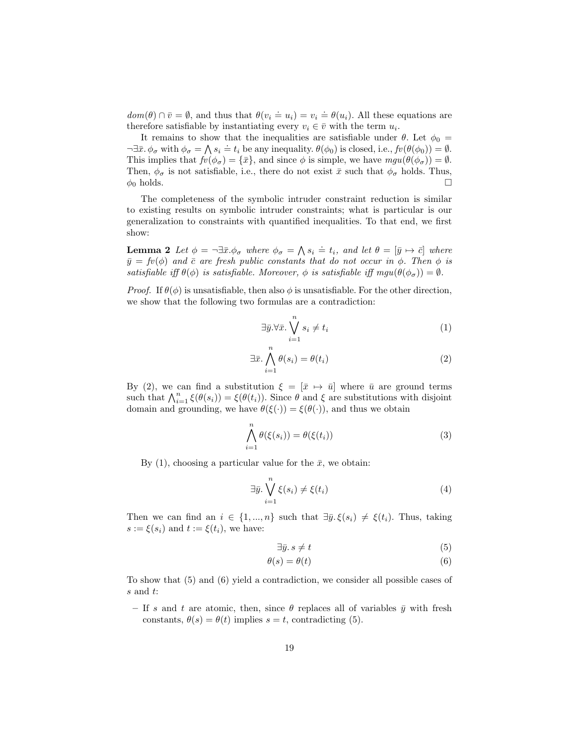$dom(\theta) \cap \bar{v} = \emptyset$, and thus that $\theta(v_i \doteq u_i) = v_i \doteq \theta(u_i)$. All these equations are therefore satisfiable by instantiating every $v_i \in \bar{v}$ with the term $u_i$.

It remains to show that the inequalities are satisfiable under $\theta$. Let $\phi_0 = \neg\exists\bar{x}.\, \phi_\sigma$ with $\phi_\sigma = \bigwedge s_i \doteq t_i$ be any inequality. $\theta(\phi_0)$ is closed, i.e., $fv(\theta(\phi_0)) = \emptyset$. This implies that $fv(\phi_\sigma) = \{\bar{x}\}$, and since $\phi$ is simple, we have $mgu(\theta(\phi_\sigma)) = \emptyset$. Then, $\phi_\sigma$ is not satisfiable, i.e., there do not exist $\bar{x}$ such that $\phi_\sigma$ holds. Thus, $\phi_0$ holds. □

The completeness of the symbolic intruder constraint reduction is similar to existing results on symbolic intruder constraints; what is particular is our generalization to constraints with quantified inequalities. To that end, we first show:

**Lemma 2** *Let $\phi = \neg\exists\bar{x}.\phi_\sigma$ where $\phi_\sigma = \bigwedge s_i \doteq t_i$, and let $\theta = [\bar{y} \mapsto \bar{c}]$ where $\bar{y} = fv(\phi)$ and $\bar{c}$ are fresh public constants that do not occur in $\phi$. Then $\phi$ is satisfiable iff $\theta(\phi)$ is satisfiable. Moreover, $\phi$ is satisfiable iff $mgu(\theta(\phi_\sigma)) = \emptyset$.*

*Proof.* If $\theta(\phi)$ is unsatisfiable, then also $\phi$ is unsatisfiable. For the other direction, we show that the following two formulas are a contradiction:

$$\exists\bar{y}.\forall\bar{x}.\bigvee_{i=1}^{n} s_i \neq t_i \tag{1}$$

$$\exists\bar{x}.\bigwedge_{i=1}^{n} \theta(s_i) = \theta(t_i) \tag{2}$$

By (2), we can find a substitution $\xi = [\bar{x} \mapsto \bar{u}]$ where $\bar{u}$ are ground terms such that $\bigwedge_{i=1}^{n} \xi(\theta(s_i)) = \xi(\theta(t_i))$. Since $\theta$ and $\xi$ are substitutions with disjoint domain and grounding, we have $\theta(\xi(\cdot)) = \xi(\theta(\cdot))$, and thus we obtain

$$\bigwedge_{i=1}^{n} \theta(\xi(s_i)) = \theta(\xi(t_i)) \tag{3}$$

By (1), choosing a particular value for the $\bar{x}$, we obtain:

$$\exists\bar{y}.\bigvee_{i=1}^{n} \xi(s_i) \neq \xi(t_i) \tag{4}$$

Then we can find an $i \in \{1, ..., n\}$ such that $\exists\bar{y}.\, \xi(s_i) \neq \xi(t_i)$. Thus, taking $s := \xi(s_i)$ and $t := \xi(t_i)$, we have:

$$\exists\bar{y}.\, s \neq t \tag{5}$$

$$\theta(s) = \theta(t) \tag{6}$$

To show that (5) and (6) yield a contradiction, we consider all possible cases of $s$ and $t$:

- If $s$ and $t$ are atomic, then, since $\theta$ replaces all of variables $\bar{y}$ with fresh constants, $\theta(s) = \theta(t)$ implies $s = t$, contradicting (5).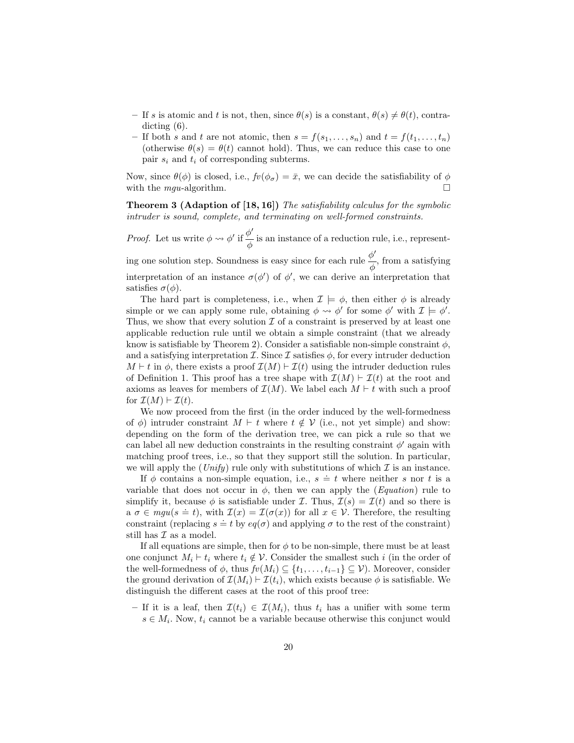– If $s$ is atomic and $t$ is not, then, since $\theta(s)$ is a constant, $\theta(s) \neq \theta(t)$, contradicting (6).
– If both $s$ and $t$ are not atomic, then $s = f(s_1, \ldots, s_n)$ and $t = f(t_1, \ldots, t_n)$ (otherwise $\theta(s) = \theta(t)$ cannot hold). Thus, we can reduce this case to one pair $s_i$ and $t_i$ of corresponding subterms.

Now, since $\theta(\phi)$ is closed, i.e., $fv(\phi_\sigma) = \bar{x}$, we can decide the satisfiability of $\phi$ with the *mgu*-algorithm. □

**Theorem 3 (Adaption of [18, 16])** *The satisfiability calculus for the symbolic intruder is sound, complete, and terminating on well-formed constraints.*

*Proof.* Let us write $\phi \rightsquigarrow \phi'$ if $\dfrac{\phi'}{\phi}$ is an instance of a reduction rule, i.e., representing one solution step. Soundness is easy since for each rule $\dfrac{\phi'}{\phi}$, from a satisfying interpretation of an instance $\sigma(\phi')$ of $\phi'$, we can derive an interpretation that satisfies $\sigma(\phi)$.

The hard part is completeness, i.e., when $\mathcal{I} \models \phi$, then either $\phi$ is already simple or we can apply some rule, obtaining $\phi \rightsquigarrow \phi'$ for some $\phi'$ with $\mathcal{I} \models \phi'$. Thus, we show that every solution $\mathcal{I}$ of a constraint is preserved by at least one applicable reduction rule until we obtain a simple constraint (that we already know is satisfiable by Theorem 2). Consider a satisfiable non-simple constraint $\phi$, and a satisfying interpretation $\mathcal{I}$. Since $\mathcal{I}$ satisfies $\phi$, for every intruder deduction $M \vdash t$ in $\phi$, there exists a proof $\mathcal{I}(M) \vdash \mathcal{I}(t)$ using the intruder deduction rules of Definition 1. This proof has a tree shape with $\mathcal{I}(M) \vdash \mathcal{I}(t)$ at the root and axioms as leaves for members of $\mathcal{I}(M)$. We label each $M \vdash t$ with such a proof for $\mathcal{I}(M) \vdash \mathcal{I}(t)$.

We now proceed from the first (in the order induced by the well-formedness of $\phi$) intruder constraint $M \vdash t$ where $t \notin \mathcal{V}$ (i.e., not yet simple) and show: depending on the form of the derivation tree, we can pick a rule so that we can label all new deduction constraints in the resulting constraint $\phi'$ again with matching proof trees, i.e., so that they support still the solution. In particular, we will apply the (*Unify*) rule only with substitutions of which $\mathcal{I}$ is an instance.

If $\phi$ contains a non-simple equation, i.e., $s \doteq t$ where neither $s$ nor $t$ is a variable that does not occur in $\phi$, then we can apply the (*Equation*) rule to simplify it, because $\phi$ is satisfiable under $\mathcal{I}$. Thus, $\mathcal{I}(s) = \mathcal{I}(t)$ and so there is a $\sigma \in mgu(s \doteq t)$, with $\mathcal{I}(x) = \mathcal{I}(\sigma(x))$ for all $x \in \mathcal{V}$. Therefore, the resulting constraint (replacing $s \doteq t$ by $eq(\sigma)$ and applying $\sigma$ to the rest of the constraint) still has $\mathcal{I}$ as a model.

If all equations are simple, then for $\phi$ to be non-simple, there must be at least one conjunct $M_i \vdash t_i$ where $t_i \notin \mathcal{V}$. Consider the smallest such $i$ (in the order of the well-formedness of $\phi$, thus $fv(M_i) \subseteq \{t_1, \ldots, t_{i-1}\} \subseteq \mathcal{V}$). Moreover, consider the ground derivation of $\mathcal{I}(M_i) \vdash \mathcal{I}(t_i)$, which exists because $\phi$ is satisfiable. We distinguish the different cases at the root of this proof tree:

– If it is a leaf, then $\mathcal{I}(t_i) \in \mathcal{I}(M_i)$, thus $t_i$ has a unifier with some term $s \in M_i$. Now, $t_i$ cannot be a variable because otherwise this conjunct would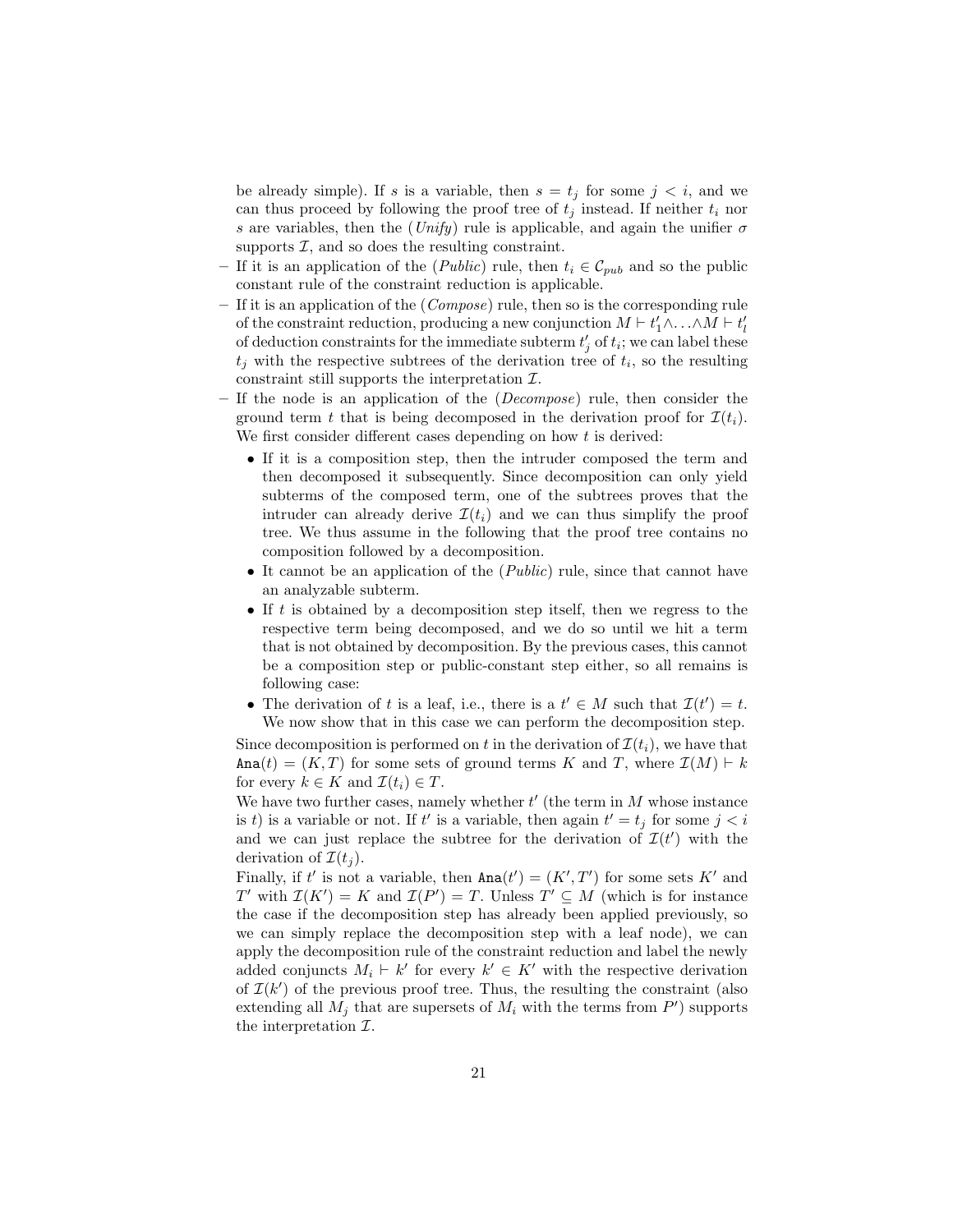be already simple). If $s$ is a variable, then $s = t_j$ for some $j < i$, and we can thus proceed by following the proof tree of $t_j$ instead. If neither $t_i$ nor $s$ are variables, then the (*Unify*) rule is applicable, and again the unifier $\sigma$ supports $\mathcal{I}$, and so does the resulting constraint.

- If it is an application of the (*Public*) rule, then $t_i \in \mathcal{C}_{pub}$ and so the public constant rule of the constraint reduction is applicable.
- If it is an application of the (*Compose*) rule, then so is the corresponding rule of the constraint reduction, producing a new conjunction $M \vdash t'_1 \wedge \ldots \wedge M \vdash t'_l$ of deduction constraints for the immediate subterm $t'_j$ of $t_i$; we can label these $t_j$ with the respective subtrees of the derivation tree of $t_i$, so the resulting constraint still supports the interpretation $\mathcal{I}$.
- If the node is an application of the (*Decompose*) rule, then consider the ground term $t$ that is being decomposed in the derivation proof for $\mathcal{I}(t_i)$. We first consider different cases depending on how $t$ is derived:
  - If it is a composition step, then the intruder composed the term and then decomposed it subsequently. Since decomposition can only yield subterms of the composed term, one of the subtrees proves that the intruder can already derive $\mathcal{I}(t_i)$ and we can thus simplify the proof tree. We thus assume in the following that the proof tree contains no composition followed by a decomposition.
  - It cannot be an application of the (*Public*) rule, since that cannot have an analyzable subterm.
  - If $t$ is obtained by a decomposition step itself, then we regress to the respective term being decomposed, and we do so until we hit a term that is not obtained by decomposition. By the previous cases, this cannot be a composition step or public-constant step either, so all remains is following case:
  - The derivation of $t$ is a leaf, i.e., there is a $t' \in M$ such that $\mathcal{I}(t') = t$. We now show that in this case we can perform the decomposition step.

  Since decomposition is performed on $t$ in the derivation of $\mathcal{I}(t_i)$, we have that $\mathtt{Ana}(t) = (K, T)$ for some sets of ground terms $K$ and $T$, where $\mathcal{I}(M) \vdash k$ for every $k \in K$ and $\mathcal{I}(t_i) \in T$.

  We have two further cases, namely whether $t'$ (the term in $M$ whose instance is $t$) is a variable or not. If $t'$ is a variable, then again $t' = t_j$ for some $j < i$ and we can just replace the subtree for the derivation of $\mathcal{I}(t')$ with the derivation of $\mathcal{I}(t_j)$.

  Finally, if $t'$ is not a variable, then $\mathtt{Ana}(t') = (K', T')$ for some sets $K'$ and $T'$ with $\mathcal{I}(K') = K$ and $\mathcal{I}(P') = T$. Unless $T' \subseteq M$ (which is for instance the case if the decomposition step has already been applied previously, so we can simply replace the decomposition step with a leaf node), we can apply the decomposition rule of the constraint reduction and label the newly added conjuncts $M_i \vdash k'$ for every $k' \in K'$ with the respective derivation of $\mathcal{I}(k')$ of the previous proof tree. Thus, the resulting the constraint (also extending all $M_j$ that are supersets of $M_i$ with the terms from $P'$) supports the interpretation $\mathcal{I}$.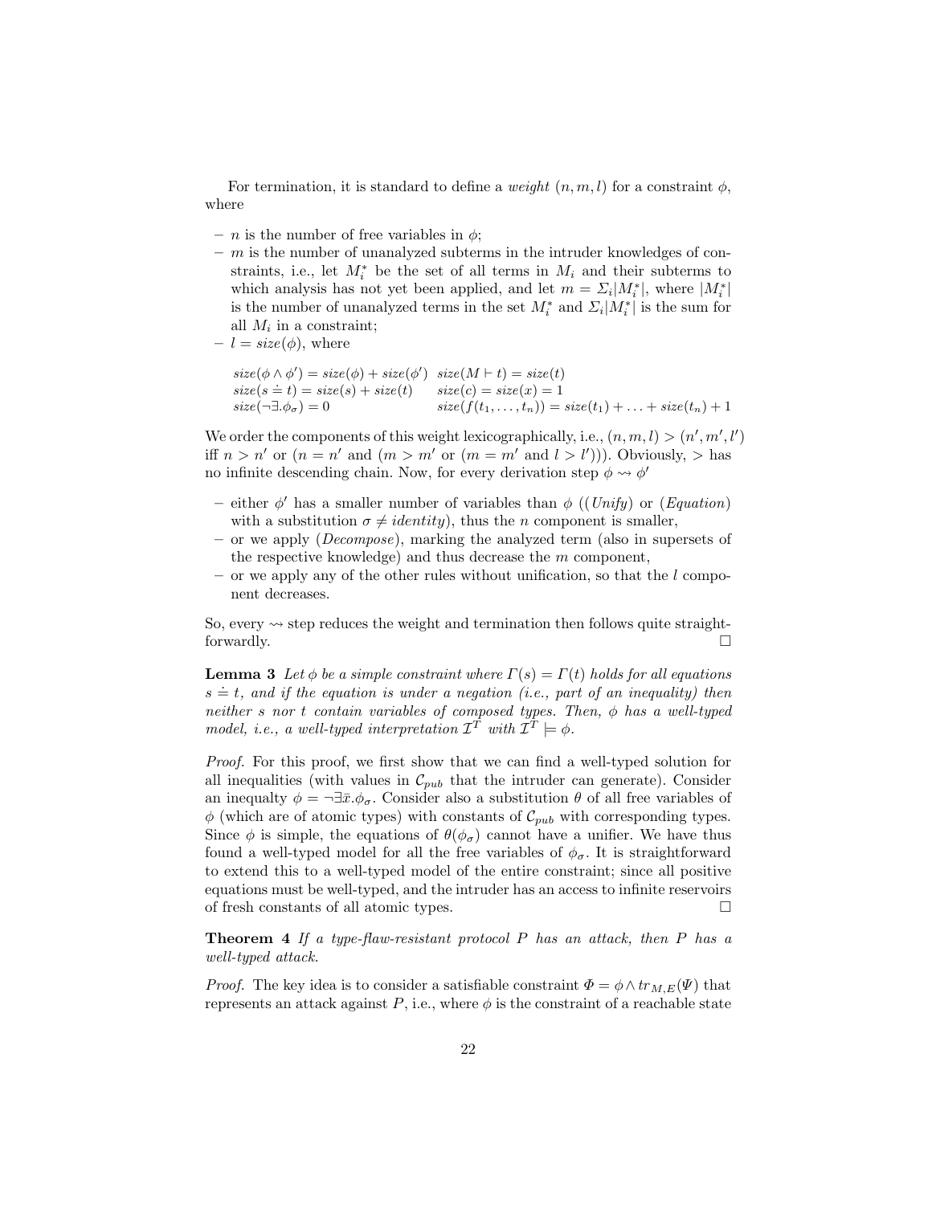For termination, it is standard to define a *weight* $(n, m, l)$ for a constraint $\phi$, where

- $n$ is the number of free variables in $\phi$;
- $m$ is the number of unanalyzed subterms in the intruder knowledges of constraints, i.e., let $M_i^*$ be the set of all terms in $M_i$ and their subterms to which analysis has not yet been applied, and let $m = \Sigma_i |M_i^*|$, where $|M_i^*|$ is the number of unanalyzed terms in the set $M_i^*$ and $\Sigma_i |M_i^*|$ is the sum for all $M_i$ in a constraint;
- $l = size(\phi)$, where

$$
\begin{array}{ll}
size(\phi \wedge \phi') = size(\phi) + size(\phi') & size(M \vdash t) = size(t) \\
size(s \doteq t) = size(s) + size(t) & size(c) = size(x) = 1 \\
size(\neg\exists.\phi_\sigma) = 0 & size(f(t_1, \ldots, t_n)) = size(t_1) + \ldots + size(t_n) + 1
\end{array}
$$

We order the components of this weight lexicographically, i.e., $(n, m, l) > (n', m', l')$ iff $n > n'$ or $(n = n'$ and $(m > m'$ or $(m = m'$ and $l > l')))$. Obviously, $>$ has no infinite descending chain. Now, for every derivation step $\phi \rightsquigarrow \phi'$

- either $\phi'$ has a smaller number of variables than $\phi$ ((*Unify*) or (*Equation*) with a substitution $\sigma \neq identity$), thus the $n$ component is smaller,
- or we apply (*Decompose*), marking the analyzed term (also in supersets of the respective knowledge) and thus decrease the $m$ component,
- or we apply any of the other rules without unification, so that the $l$ component decreases.

So, every $\rightsquigarrow$ step reduces the weight and termination then follows quite straightforwardly. □

**Lemma 3** *Let $\phi$ be a simple constraint where $\Gamma(s) = \Gamma(t)$ holds for all equations $s \doteq t$, and if the equation is under a negation (i.e., part of an inequality) then neither $s$ nor $t$ contain variables of composed types. Then, $\phi$ has a well-typed model, i.e., a well-typed interpretation $\mathcal{I}^T$ with $\mathcal{I}^T \models \phi$.*

*Proof.* For this proof, we first show that we can find a well-typed solution for all inequalities (with values in $\mathcal{C}_{pub}$ that the intruder can generate). Consider an inequalty $\phi = \neg\exists\bar{x}.\phi_\sigma$. Consider also a substitution $\theta$ of all free variables of $\phi$ (which are of atomic types) with constants of $\mathcal{C}_{pub}$ with corresponding types. Since $\phi$ is simple, the equations of $\theta(\phi_\sigma)$ cannot have a unifier. We have thus found a well-typed model for all the free variables of $\phi_\sigma$. It is straightforward to extend this to a well-typed model of the entire constraint; since all positive equations must be well-typed, and the intruder has an access to infinite reservoirs of fresh constants of all atomic types. □

**Theorem 4** *If a type-flaw-resistant protocol $P$ has an attack, then $P$ has a well-typed attack.*

*Proof.* The key idea is to consider a satisfiable constraint $\Phi = \phi \wedge tr_{M,E}(\Psi)$ that represents an attack against $P$, i.e., where $\phi$ is the constraint of a reachable state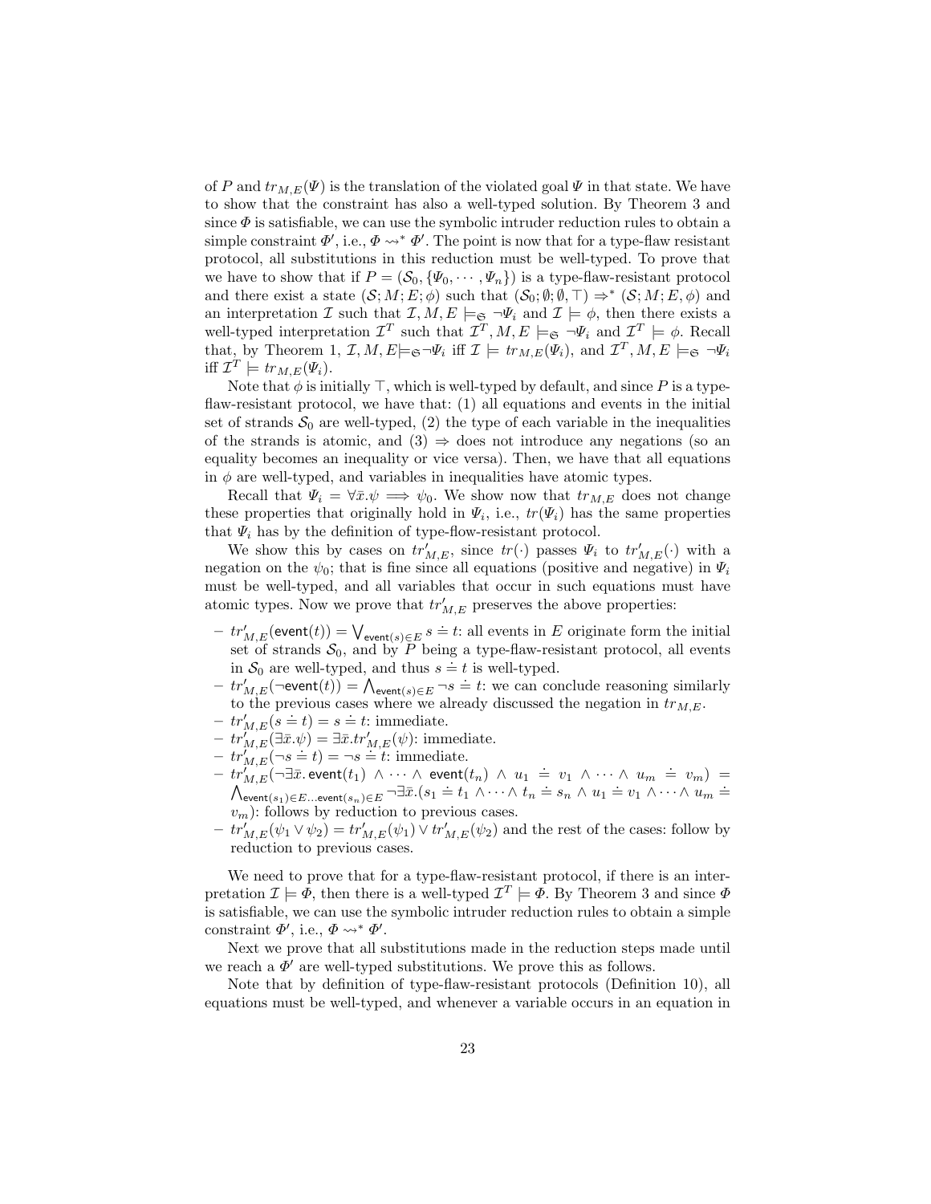of $P$ and $tr_{M,E}(\Psi)$ is the translation of the violated goal $\Psi$ in that state. We have to show that the constraint has also a well-typed solution. By Theorem 3 and since $\Phi$ is satisfiable, we can use the symbolic intruder reduction rules to obtain a simple constraint $\Phi'$, i.e., $\Phi \rightsquigarrow^* \Phi'$. The point is now that for a type-flaw resistant protocol, all substitutions in this reduction must be well-typed. To prove that we have to show that if $P = (\mathcal{S}_0, \{\Psi_0, \cdots, \Psi_n\})$ is a type-flaw-resistant protocol and there exist a state $(\mathcal{S}; M; E; \phi)$ such that $(\mathcal{S}_0; \emptyset; \emptyset, \top) \Rightarrow^* (\mathcal{S}; M; E, \phi)$ and an interpretation $\mathcal{I}$ such that $\mathcal{I}, M, E \models_{\mathfrak{S}} \neg\Psi_i$ and $\mathcal{I} \models \phi$, then there exists a well-typed interpretation $\mathcal{I}^T$ such that $\mathcal{I}^T, M, E \models_{\mathfrak{S}} \neg\Psi_i$ and $\mathcal{I}^T \models \phi$. Recall that, by Theorem 1, $\mathcal{I}, M, E \models_{\mathfrak{S}} \neg\Psi_i$ iff $\mathcal{I} \models tr_{M,E}(\Psi_i)$, and $\mathcal{I}^T, M, E \models_{\mathfrak{S}} \neg\Psi_i$ iff $\mathcal{I}^T \models tr_{M,E}(\Psi_i)$.

Note that $\phi$ is initially $\top$, which is well-typed by default, and since $P$ is a type-flaw-resistant protocol, we have that: (1) all equations and events in the initial set of strands $\mathcal{S}_0$ are well-typed, (2) the type of each variable in the inequalities of the strands is atomic, and (3) $\Rightarrow$ does not introduce any negations (so an equality becomes an inequality or vice versa). Then, we have that all equations in $\phi$ are well-typed, and variables in inequalities have atomic types.

Recall that $\Psi_i = \forall \bar{x}.\psi \implies \psi_0$. We show now that $tr_{M,E}$ does not change these properties that originally hold in $\Psi_i$, i.e., $tr(\Psi_i)$ has the same properties that $\Psi_i$ has by the definition of type-flow-resistant protocol.

We show this by cases on $tr'_{M,E}$, since $tr(\cdot)$ passes $\Psi_i$ to $tr'_{M,E}(\cdot)$ with a negation on the $\psi_0$; that is fine since all equations (positive and negative) in $\Psi_i$ must be well-typed, and all variables that occur in such equations must have atomic types. Now we prove that $tr'_{M,E}$ preserves the above properties:

- $tr'_{M,E}(\mathsf{event}(t)) = \bigvee_{\mathsf{event}(s) \in E} s \doteq t$: all events in $E$ originate form the initial set of strands $\mathcal{S}_0$, and by $P$ being a type-flaw-resistant protocol, all events in $\mathcal{S}_0$ are well-typed, and thus $s \doteq t$ is well-typed.
- $tr'_{M,E}(\neg\mathsf{event}(t)) = \bigwedge_{\mathsf{event}(s) \in E} \neg s \doteq t$: we can conclude reasoning similarly to the previous cases where we already discussed the negation in $tr_{M,E}$.
- $tr'_{M,E}(s \doteq t) = s \doteq t$: immediate.
- $tr'_{M,E}(\exists \bar{x}.\psi) = \exists \bar{x}.tr'_{M,E}(\psi)$: immediate.
- $tr'_{M,E}(\neg s \doteq t) = \neg s \doteq t$: immediate.
- $tr'_{M,E}(\neg\exists \bar{x}.\, \mathsf{event}(t_1) \wedge \cdots \wedge \mathsf{event}(t_n) \wedge u_1 \doteq v_1 \wedge \cdots \wedge u_m \doteq v_m) = \bigwedge_{\mathsf{event}(s_1) \in E \ldots \mathsf{event}(s_n) \in E} \neg\exists \bar{x}.(s_1 \doteq t_1 \wedge \cdots \wedge t_n \doteq s_n \wedge u_1 \doteq v_1 \wedge \cdots \wedge u_m \doteq v_m)$: follows by reduction to previous cases.
- $tr'_{M,E}(\psi_1 \vee \psi_2) = tr'_{M,E}(\psi_1) \vee tr'_{M,E}(\psi_2)$ and the rest of the cases: follow by reduction to previous cases.

We need to prove that for a type-flaw-resistant protocol, if there is an interpretation $\mathcal{I} \models \Phi$, then there is a well-typed $\mathcal{I}^T \models \Phi$. By Theorem 3 and since $\Phi$ is satisfiable, we can use the symbolic intruder reduction rules to obtain a simple constraint $\Phi'$, i.e., $\Phi \rightsquigarrow^* \Phi'$.

Next we prove that all substitutions made in the reduction steps made until we reach a $\Phi'$ are well-typed substitutions. We prove this as follows.

Note that by definition of type-flaw-resistant protocols (Definition 10), all equations must be well-typed, and whenever a variable occurs in an equation in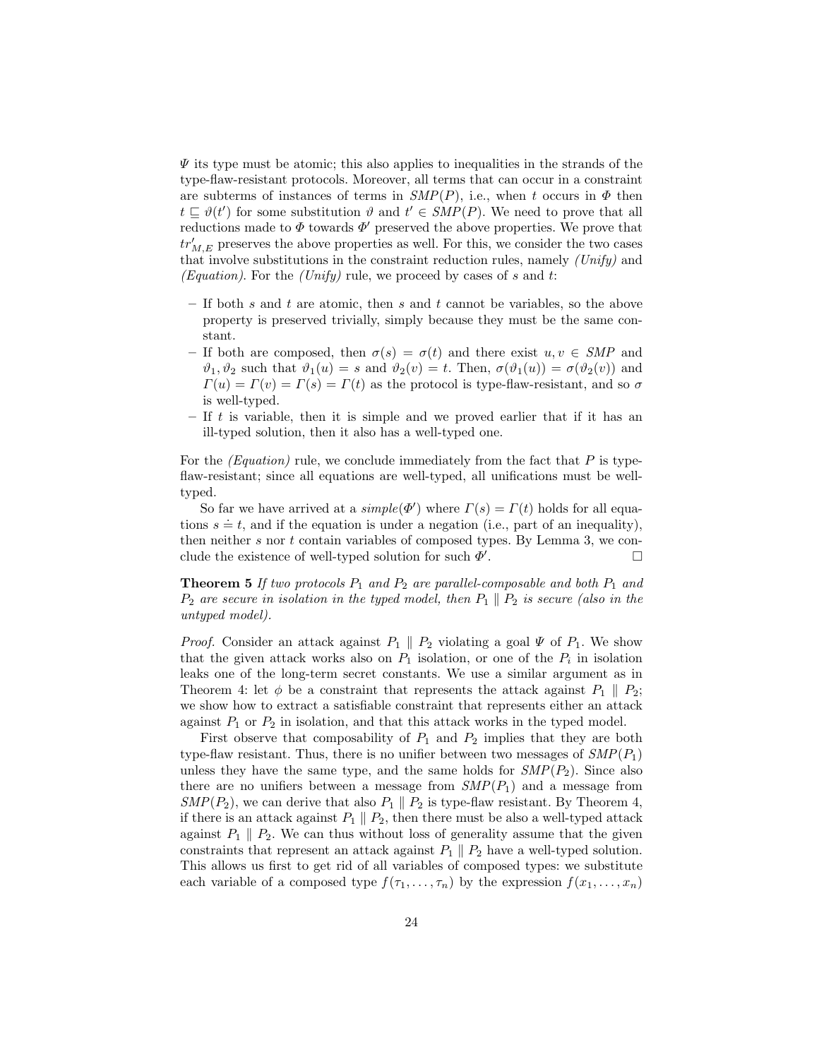$\Psi$ its type must be atomic; this also applies to inequalities in the strands of the type-flaw-resistant protocols. Moreover, all terms that can occur in a constraint are subterms of instances of terms in $SMP(P)$, i.e., when $t$ occurs in $\Phi$ then $t \sqsubseteq \vartheta(t')$ for some substitution $\vartheta$ and $t' \in SMP(P)$. We need to prove that all reductions made to $\Phi$ towards $\Phi'$ preserved the above properties. We prove that $tr'_{M,E}$ preserves the above properties as well. For this, we consider the two cases that involve substitutions in the constraint reduction rules, namely *(Unify)* and *(Equation)*. For the *(Unify)* rule, we proceed by cases of $s$ and $t$:

- If both $s$ and $t$ are atomic, then $s$ and $t$ cannot be variables, so the above property is preserved trivially, simply because they must be the same constant.
- If both are composed, then $\sigma(s) = \sigma(t)$ and there exist $u, v \in SMP$ and $\vartheta_1, \vartheta_2$ such that $\vartheta_1(u) = s$ and $\vartheta_2(v) = t$. Then, $\sigma(\vartheta_1(u)) = \sigma(\vartheta_2(v))$ and $\Gamma(u) = \Gamma(v) = \Gamma(s) = \Gamma(t)$ as the protocol is type-flaw-resistant, and so $\sigma$ is well-typed.
- If $t$ is variable, then it is simple and we proved earlier that if it has an ill-typed solution, then it also has a well-typed one.

For the *(Equation)* rule, we conclude immediately from the fact that $P$ is type-flaw-resistant; since all equations are well-typed, all unifications must be well-typed.

So far we have arrived at a $simple(\Phi')$ where $\Gamma(s) = \Gamma(t)$ holds for all equations $s \doteq t$, and if the equation is under a negation (i.e., part of an inequality), then neither $s$ nor $t$ contain variables of composed types. By Lemma 3, we conclude the existence of well-typed solution for such $\Phi'$. $\square$

**Theorem 5** *If two protocols $P_1$ and $P_2$ are parallel-composable and both $P_1$ and $P_2$ are secure in isolation in the typed model, then $P_1 \parallel P_2$ is secure (also in the untyped model).*

*Proof.* Consider an attack against $P_1 \parallel P_2$ violating a goal $\Psi$ of $P_1$. We show that the given attack works also on $P_1$ isolation, or one of the $P_i$ in isolation leaks one of the long-term secret constants. We use a similar argument as in Theorem 4: let $\phi$ be a constraint that represents the attack against $P_1 \parallel P_2$; we show how to extract a satisfiable constraint that represents either an attack against $P_1$ or $P_2$ in isolation, and that this attack works in the typed model.

First observe that composability of $P_1$ and $P_2$ implies that they are both type-flaw resistant. Thus, there is no unifier between two messages of $SMP(P_1)$ unless they have the same type, and the same holds for $SMP(P_2)$. Since also there are no unifiers between a message from $SMP(P_1)$ and a message from $SMP(P_2)$, we can derive that also $P_1 \parallel P_2$ is type-flaw resistant. By Theorem 4, if there is an attack against $P_1 \parallel P_2$, then there must be also a well-typed attack against $P_1 \parallel P_2$. We can thus without loss of generality assume that the given constraints that represent an attack against $P_1 \parallel P_2$ have a well-typed solution. This allows us first to get rid of all variables of composed types: we substitute each variable of a composed type $f(\tau_1, \ldots, \tau_n)$ by the expression $f(x_1, \ldots, x_n)$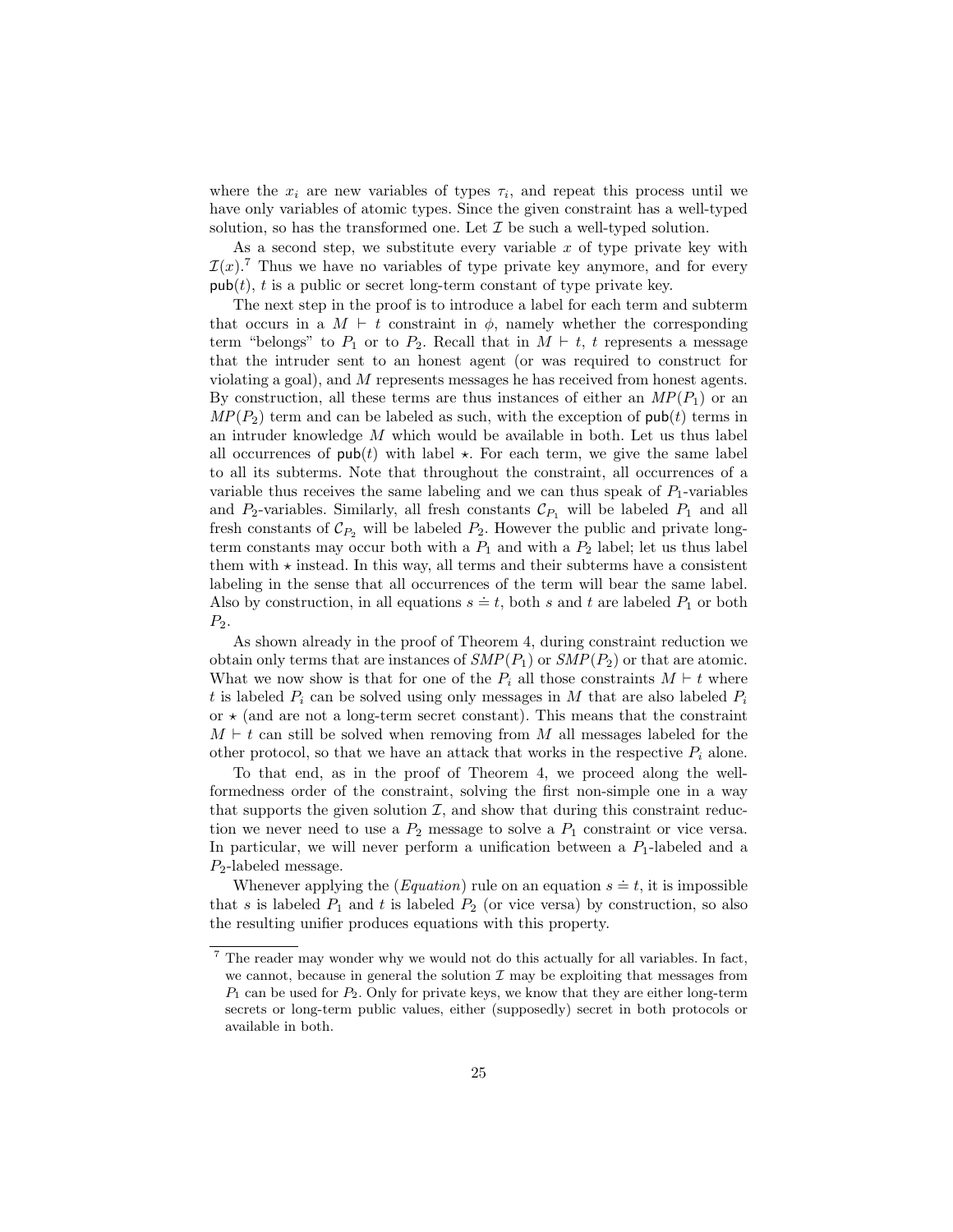where the $x_i$ are new variables of types $\tau_i$, and repeat this process until we have only variables of atomic types. Since the given constraint has a well-typed solution, so has the transformed one. Let $\mathcal{I}$ be such a well-typed solution.

As a second step, we substitute every variable $x$ of type private key with $\mathcal{I}(x)$.[7] Thus we have no variables of type private key anymore, and for every $\mathsf{pub}(t)$, $t$ is a public or secret long-term constant of type private key.

The next step in the proof is to introduce a label for each term and subterm that occurs in a $M \vdash t$ constraint in $\phi$, namely whether the corresponding term "belongs" to $P_1$ or to $P_2$. Recall that in $M \vdash t$, $t$ represents a message that the intruder sent to an honest agent (or was required to construct for violating a goal), and $M$ represents messages he has received from honest agents. By construction, all these terms are thus instances of either an $MP(P_1)$ or an $MP(P_2)$ term and can be labeled as such, with the exception of $\mathsf{pub}(t)$ terms in an intruder knowledge $M$ which would be available in both. Let us thus label all occurrences of $\mathsf{pub}(t)$ with label $\star$. For each term, we give the same label to all its subterms. Note that throughout the constraint, all occurrences of a variable thus receives the same labeling and we can thus speak of $P_1$-variables and $P_2$-variables. Similarly, all fresh constants $\mathcal{C}_{P_1}$ will be labeled $P_1$ and all fresh constants of $\mathcal{C}_{P_2}$ will be labeled $P_2$. However the public and private long-term constants may occur both with a $P_1$ and with a $P_2$ label; let us thus label them with $\star$ instead. In this way, all terms and their subterms have a consistent labeling in the sense that all occurrences of the term will bear the same label. Also by construction, in all equations $s \doteq t$, both $s$ and $t$ are labeled $P_1$ or both $P_2$.

As shown already in the proof of Theorem 4, during constraint reduction we obtain only terms that are instances of $SMP(P_1)$ or $SMP(P_2)$ or that are atomic. What we now show is that for one of the $P_i$ all those constraints $M \vdash t$ where $t$ is labeled $P_i$ can be solved using only messages in $M$ that are also labeled $P_i$ or $\star$ (and are not a long-term secret constant). This means that the constraint $M \vdash t$ can still be solved when removing from $M$ all messages labeled for the other protocol, so that we have an attack that works in the respective $P_i$ alone.

To that end, as in the proof of Theorem 4, we proceed along the well-formedness order of the constraint, solving the first non-simple one in a way that supports the given solution $\mathcal{I}$, and show that during this constraint reduction we never need to use a $P_2$ message to solve a $P_1$ constraint or vice versa. In particular, we will never perform a unification between a $P_1$-labeled and a $P_2$-labeled message.

Whenever applying the (*Equation*) rule on an equation $s \doteq t$, it is impossible that $s$ is labeled $P_1$ and $t$ is labeled $P_2$ (or vice versa) by construction, so also the resulting unifier produces equations with this property.

[7] The reader may wonder why we would not do this actually for all variables. In fact, we cannot, because in general the solution $\mathcal{I}$ may be exploiting that messages from $P_1$ can be used for $P_2$. Only for private keys, we know that they are either long-term secrets or long-term public values, either (supposedly) secret in both protocols or available in both.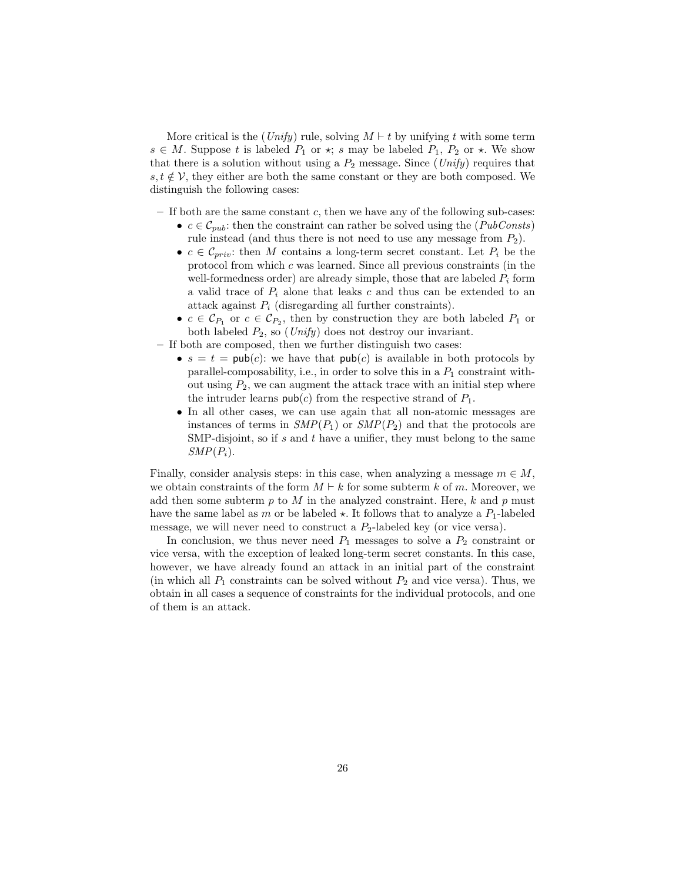More critical is the (*Unify*) rule, solving $M \vdash t$ by unifying $t$ with some term $s \in M$. Suppose $t$ is labeled $P_1$ or $\star$; $s$ may be labeled $P_1$, $P_2$ or $\star$. We show that there is a solution without using a $P_2$ message. Since (*Unify*) requires that $s, t \notin \mathcal{V}$, they either are both the same constant or they are both composed. We distinguish the following cases:

- If both are the same constant $c$, then we have any of the following sub-cases:
  - $c \in \mathcal{C}_{pub}$: then the constraint can rather be solved using the (*PubConsts*) rule instead (and thus there is not need to use any message from $P_2$).
  - $c \in \mathcal{C}_{priv}$: then $M$ contains a long-term secret constant. Let $P_i$ be the protocol from which $c$ was learned. Since all previous constraints (in the well-formedness order) are already simple, those that are labeled $P_i$ form a valid trace of $P_i$ alone that leaks $c$ and thus can be extended to an attack against $P_i$ (disregarding all further constraints).
  - $c \in \mathcal{C}_{P_1}$ or $c \in \mathcal{C}_{P_2}$, then by construction they are both labeled $P_1$ or both labeled $P_2$, so (*Unify*) does not destroy our invariant.
- If both are composed, then we further distinguish two cases:
  - $s = t = \mathsf{pub}(c)$: we have that $\mathsf{pub}(c)$ is available in both protocols by parallel-composability, i.e., in order to solve this in a $P_1$ constraint without using $P_2$, we can augment the attack trace with an initial step where the intruder learns $\mathsf{pub}(c)$ from the respective strand of $P_1$.
  - In all other cases, we can use again that all non-atomic messages are instances of terms in $SMP(P_1)$ or $SMP(P_2)$ and that the protocols are SMP-disjoint, so if $s$ and $t$ have a unifier, they must belong to the same $SMP(P_i)$.

Finally, consider analysis steps: in this case, when analyzing a message $m \in M$, we obtain constraints of the form $M \vdash k$ for some subterm $k$ of $m$. Moreover, we add then some subterm $p$ to $M$ in the analyzed constraint. Here, $k$ and $p$ must have the same label as $m$ or be labeled $\star$. It follows that to analyze a $P_1$-labeled message, we will never need to construct a $P_2$-labeled key (or vice versa).

In conclusion, we thus never need $P_1$ messages to solve a $P_2$ constraint or vice versa, with the exception of leaked long-term secret constants. In this case, however, we have already found an attack in an initial part of the constraint (in which all $P_1$ constraints can be solved without $P_2$ and vice versa). Thus, we obtain in all cases a sequence of constraints for the individual protocols, and one of them is an attack.